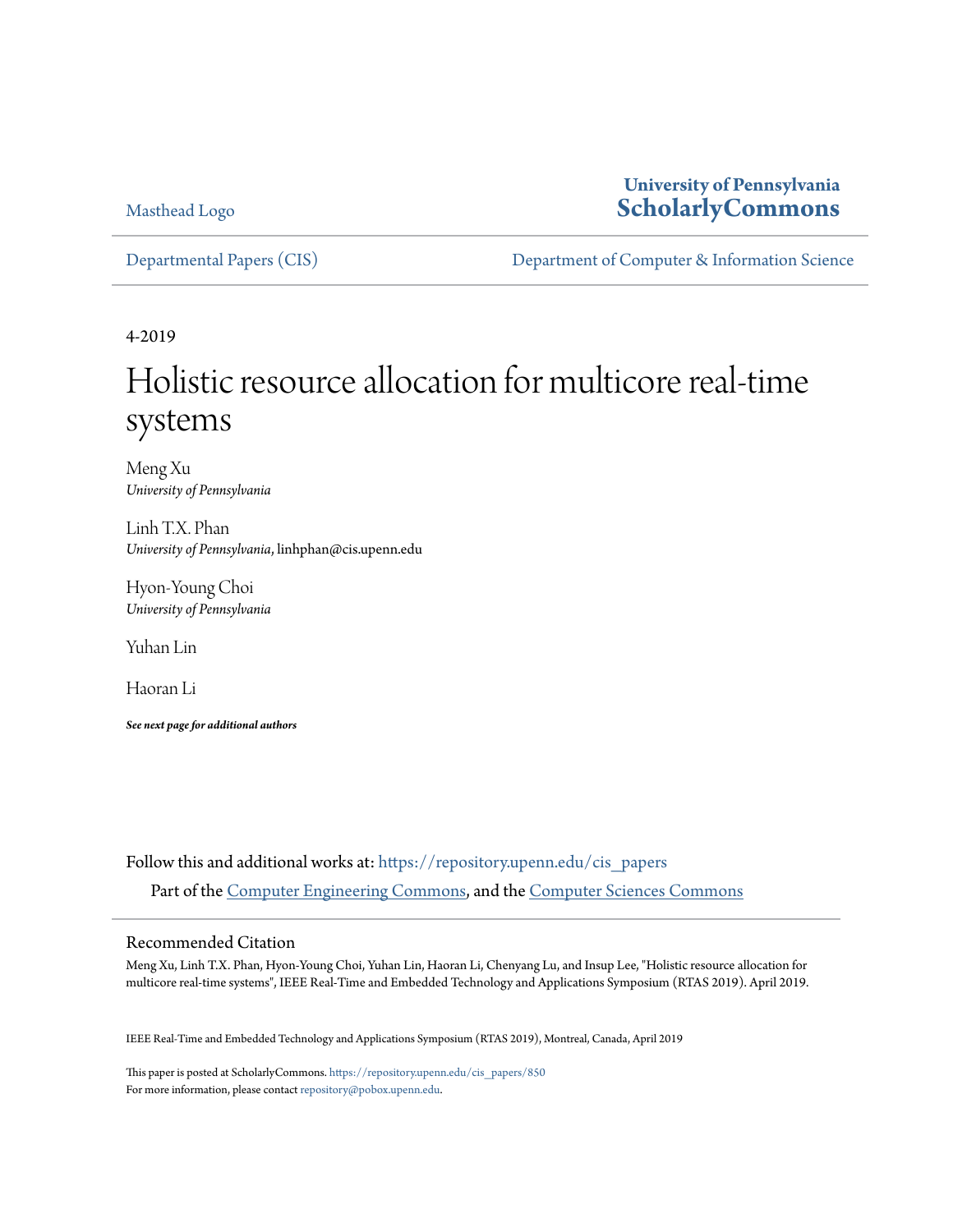Masthead Logo

**University of Pennsylvania**
**ScholarlyCommons**

Departmental Papers (CIS) | Department of Computer & Information Science

---

4-2019

# Holistic resource allocation for multicore real-time systems

Meng Xu
*University of Pennsylvania*

Linh T.X. Phan
*University of Pennsylvania*, linhphan@cis.upenn.edu

Hyon-Young Choi
*University of Pennsylvania*

Yuhan Lin

Haoran Li

***See next page for additional authors***

Follow this and additional works at: https://repository.upenn.edu/cis_papers

Part of the Computer Engineering Commons, and the Computer Sciences Commons

## Recommended Citation

Meng Xu, Linh T.X. Phan, Hyon-Young Choi, Yuhan Lin, Haoran Li, Chenyang Lu, and Insup Lee, "Holistic resource allocation for multicore real-time systems", IEEE Real-Time and Embedded Technology and Applications Symposium (RTAS 2019). April 2019.

IEEE Real-Time and Embedded Technology and Applications Symposium (RTAS 2019), Montreal, Canada, April 2019

This paper is posted at ScholarlyCommons. https://repository.upenn.edu/cis_papers/850
For more information, please contact repository@pobox.upenn.edu.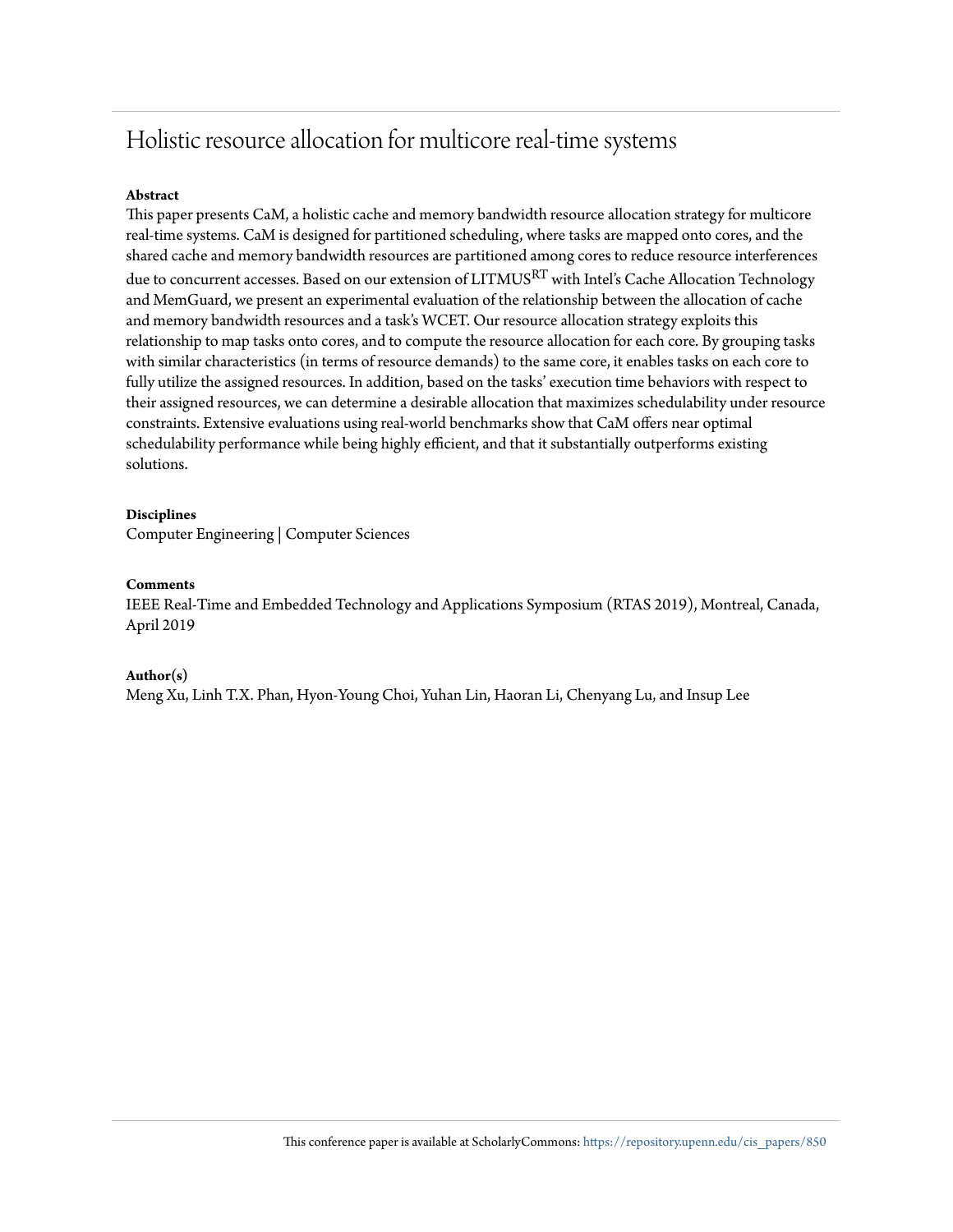# Holistic resource allocation for multicore real-time systems

### Abstract

This paper presents CaM, a holistic cache and memory bandwidth resource allocation strategy for multicore real-time systems. CaM is designed for partitioned scheduling, where tasks are mapped onto cores, and the shared cache and memory bandwidth resources are partitioned among cores to reduce resource interferences due to concurrent accesses. Based on our extension of LITMUS$^{RT}$ with Intel's Cache Allocation Technology and MemGuard, we present an experimental evaluation of the relationship between the allocation of cache and memory bandwidth resources and a task's WCET. Our resource allocation strategy exploits this relationship to map tasks onto cores, and to compute the resource allocation for each core. By grouping tasks with similar characteristics (in terms of resource demands) to the same core, it enables tasks on each core to fully utilize the assigned resources. In addition, based on the tasks' execution time behaviors with respect to their assigned resources, we can determine a desirable allocation that maximizes schedulability under resource constraints. Extensive evaluations using real-world benchmarks show that CaM offers near optimal schedulability performance while being highly efficient, and that it substantially outperforms existing solutions.

### Disciplines

Computer Engineering | Computer Sciences

### Comments

IEEE Real-Time and Embedded Technology and Applications Symposium (RTAS 2019), Montreal, Canada, April 2019

### Author(s)

Meng Xu, Linh T.X. Phan, Hyon-Young Choi, Yuhan Lin, Haoran Li, Chenyang Lu, and Insup Lee

This conference paper is available at ScholarlyCommons: https://repository.upenn.edu/cis_papers/850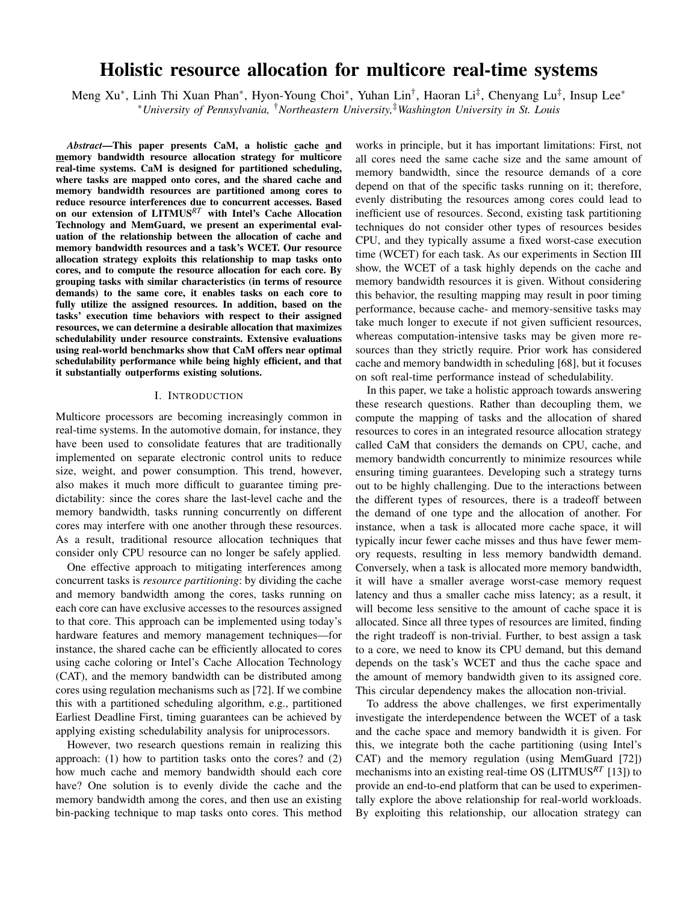# Holistic resource allocation for multicore real-time systems

Meng Xu*, Linh Thi Xuan Phan*, Hyon-Young Choi*, Yuhan Lin†, Haoran Li‡, Chenyang Lu‡, Insup Lee*

*University of Pennsylvania, †Northeastern University, ‡Washington University in St. Louis

***Abstract*—This paper presents CaM, a holistic cache and memory bandwidth resource allocation strategy for multicore real-time systems. CaM is designed for partitioned scheduling, where tasks are mapped onto cores, and the shared cache and memory bandwidth resources are partitioned among cores to reduce resource interferences due to concurrent accesses. Based on our extension of LITMUS$^{RT}$ with Intel's Cache Allocation Technology and MemGuard, we present an experimental evaluation of the relationship between the allocation of cache and memory bandwidth resources and a task's WCET. Our resource allocation strategy exploits this relationship to map tasks onto cores, and to compute the resource allocation for each core. By grouping tasks with similar characteristics (in terms of resource demands) to the same core, it enables tasks on each core to fully utilize the assigned resources. In addition, based on the tasks' execution time behaviors with respect to their assigned resources, we can determine a desirable allocation that maximizes schedulability under resource constraints. Extensive evaluations using real-world benchmarks show that CaM offers near optimal schedulability performance while being highly efficient, and that it substantially outperforms existing solutions.**

## I. Introduction

Multicore processors are becoming increasingly common in real-time systems. In the automotive domain, for instance, they have been used to consolidate features that are traditionally implemented on separate electronic control units to reduce size, weight, and power consumption. This trend, however, also makes it much more difficult to guarantee timing predictability: since the cores share the last-level cache and the memory bandwidth, tasks running concurrently on different cores may interfere with one another through these resources. As a result, traditional resource allocation techniques that consider only CPU resource can no longer be safely applied.

One effective approach to mitigating interferences among concurrent tasks is *resource partitioning*: by dividing the cache and memory bandwidth among the cores, tasks running on each core can have exclusive accesses to the resources assigned to that core. This approach can be implemented using today's hardware features and memory management techniques—for instance, the shared cache can be efficiently allocated to cores using cache coloring or Intel's Cache Allocation Technology (CAT), and the memory bandwidth can be distributed among cores using regulation mechanisms such as [72]. If we combine this with a partitioned scheduling algorithm, e.g., partitioned Earliest Deadline First, timing guarantees can be achieved by applying existing schedulability analysis for uniprocessors.

However, two research questions remain in realizing this approach: (1) how to partition tasks onto the cores? and (2) how much cache and memory bandwidth should each core have? One solution is to evenly divide the cache and the memory bandwidth among the cores, and then use an existing bin-packing technique to map tasks onto cores. This method works in principle, but it has important limitations: First, not all cores need the same cache size and the same amount of memory bandwidth, since the resource demands of a core depend on that of the specific tasks running on it; therefore, evenly distributing the resources among cores could lead to inefficient use of resources. Second, existing task partitioning techniques do not consider other types of resources besides CPU, and they typically assume a fixed worst-case execution time (WCET) for each task. As our experiments in Section III show, the WCET of a task highly depends on the cache and memory bandwidth resources it is given. Without considering this behavior, the resulting mapping may result in poor timing performance, because cache- and memory-sensitive tasks may take much longer to execute if not given sufficient resources, whereas computation-intensive tasks may be given more resources than they strictly require. Prior work has considered cache and memory bandwidth in scheduling [68], but it focuses on soft real-time performance instead of schedulability.

In this paper, we take a holistic approach towards answering these research questions. Rather than decoupling them, we compute the mapping of tasks and the allocation of shared resources to cores in an integrated resource allocation strategy called CaM that considers the demands on CPU, cache, and memory bandwidth concurrently to minimize resources while ensuring timing guarantees. Developing such a strategy turns out to be highly challenging. Due to the interactions between the different types of resources, there is a tradeoff between the demand of one type and the allocation of another. For instance, when a task is allocated more cache space, it will typically incur fewer cache misses and thus have fewer memory requests, resulting in less memory bandwidth demand. Conversely, when a task is allocated more memory bandwidth, it will have a smaller average worst-case memory request latency and thus a smaller cache miss latency; as a result, it will become less sensitive to the amount of cache space it is allocated. Since all three types of resources are limited, finding the right tradeoff is non-trivial. Further, to best assign a task to a core, we need to know its CPU demand, but this demand depends on the task's WCET and thus the cache space and the amount of memory bandwidth given to its assigned core. This circular dependency makes the allocation non-trivial.

To address the above challenges, we first experimentally investigate the interdependence between the WCET of a task and the cache space and memory bandwidth it is given. For this, we integrate both the cache partitioning (using Intel's CAT) and the memory regulation (using MemGuard [72]) mechanisms into an existing real-time OS (LITMUS$^{RT}$ [13]) to provide an end-to-end platform that can be used to experimentally explore the above relationship for real-world workloads. By exploiting this relationship, our allocation strategy can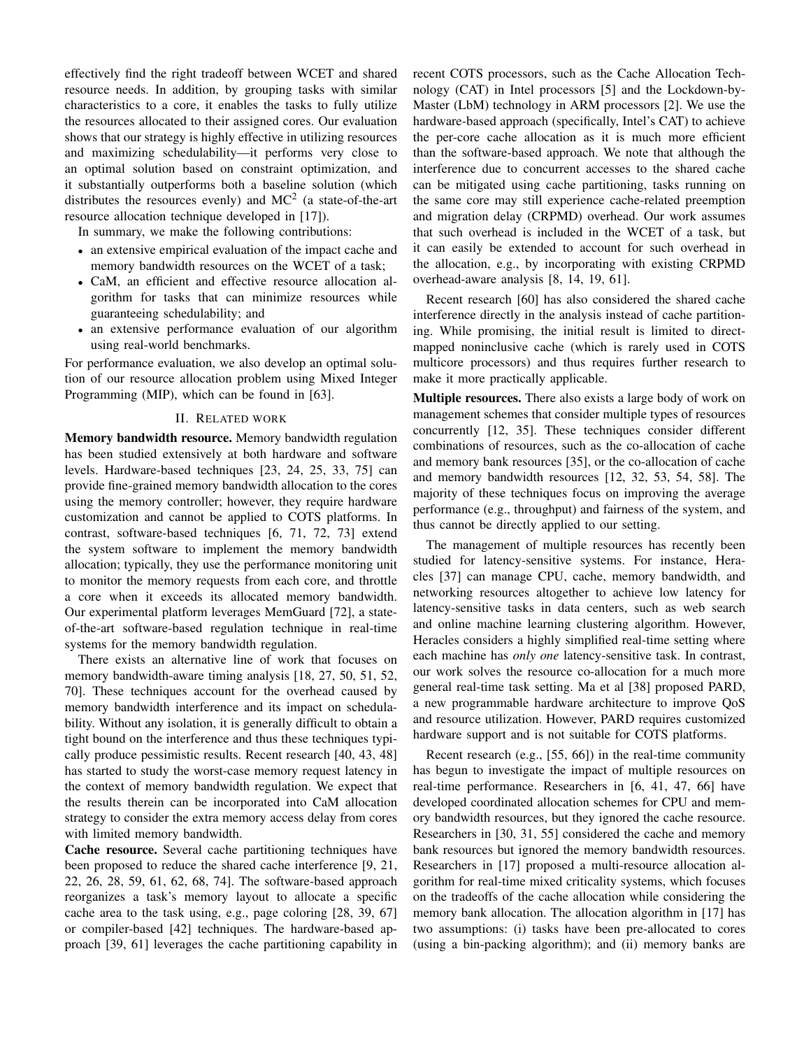effectively find the right tradeoff between WCET and shared resource needs. In addition, by grouping tasks with similar characteristics to a core, it enables the tasks to fully utilize the resources allocated to their assigned cores. Our evaluation shows that our strategy is highly effective in utilizing resources and maximizing schedulability—it performs very close to an optimal solution based on constraint optimization, and it substantially outperforms both a baseline solution (which distributes the resources evenly) and MC$^2$ (a state-of-the-art resource allocation technique developed in [17]).

In summary, we make the following contributions:

- an extensive empirical evaluation of the impact cache and memory bandwidth resources on the WCET of a task;
- CaM, an efficient and effective resource allocation algorithm for tasks that can minimize resources while guaranteeing schedulability; and
- an extensive performance evaluation of our algorithm using real-world benchmarks.

For performance evaluation, we also develop an optimal solution of our resource allocation problem using Mixed Integer Programming (MIP), which can be found in [63].

## II. Related work

**Memory bandwidth resource.** Memory bandwidth regulation has been studied extensively at both hardware and software levels. Hardware-based techniques [23, 24, 25, 33, 75] can provide fine-grained memory bandwidth allocation to the cores using the memory controller; however, they require hardware customization and cannot be applied to COTS platforms. In contrast, software-based techniques [6, 71, 72, 73] extend the system software to implement the memory bandwidth allocation; typically, they use the performance monitoring unit to monitor the memory requests from each core, and throttle a core when it exceeds its allocated memory bandwidth. Our experimental platform leverages MemGuard [72], a state-of-the-art software-based regulation technique in real-time systems for the memory bandwidth regulation.

There exists an alternative line of work that focuses on memory bandwidth-aware timing analysis [18, 27, 50, 51, 52, 70]. These techniques account for the overhead caused by memory bandwidth interference and its impact on schedulability. Without any isolation, it is generally difficult to obtain a tight bound on the interference and thus these techniques typically produce pessimistic results. Recent research [40, 43, 48] has started to study the worst-case memory request latency in the context of memory bandwidth regulation. We expect that the results therein can be incorporated into CaM allocation strategy to consider the extra memory access delay from cores with limited memory bandwidth.

**Cache resource.** Several cache partitioning techniques have been proposed to reduce the shared cache interference [9, 21, 22, 26, 28, 59, 61, 62, 68, 74]. The software-based approach reorganizes a task's memory layout to allocate a specific cache area to the task using, e.g., page coloring [28, 39, 67] or compiler-based [42] techniques. The hardware-based approach [39, 61] leverages the cache partitioning capability in recent COTS processors, such as the Cache Allocation Technology (CAT) in Intel processors [5] and the Lockdown-by-Master (LbM) technology in ARM processors [2]. We use the hardware-based approach (specifically, Intel's CAT) to achieve the per-core cache allocation as it is much more efficient than the software-based approach. We note that although the interference due to concurrent accesses to the shared cache can be mitigated using cache partitioning, tasks running on the same core may still experience cache-related preemption and migration delay (CRPMD) overhead. Our work assumes that such overhead is included in the WCET of a task, but it can easily be extended to account for such overhead in the allocation, e.g., by incorporating with existing CRPMD overhead-aware analysis [8, 14, 19, 61].

Recent research [60] has also considered the shared cache interference directly in the analysis instead of cache partitioning. While promising, the initial result is limited to direct-mapped noninclusive cache (which is rarely used in COTS multicore processors) and thus requires further research to make it more practically applicable.

**Multiple resources.** There also exists a large body of work on management schemes that consider multiple types of resources concurrently [12, 35]. These techniques consider different combinations of resources, such as the co-allocation of cache and memory bank resources [35], or the co-allocation of cache and memory bandwidth resources [12, 32, 53, 54, 58]. The majority of these techniques focus on improving the average performance (e.g., throughput) and fairness of the system, and thus cannot be directly applied to our setting.

The management of multiple resources has recently been studied for latency-sensitive systems. For instance, Heracles [37] can manage CPU, cache, memory bandwidth, and networking resources altogether to achieve low latency for latency-sensitive tasks in data centers, such as web search and online machine learning clustering algorithm. However, Heracles considers a highly simplified real-time setting where each machine has *only one* latency-sensitive task. In contrast, our work solves the resource co-allocation for a much more general real-time task setting. Ma et al [38] proposed PARD, a new programmable hardware architecture to improve QoS and resource utilization. However, PARD requires customized hardware support and is not suitable for COTS platforms.

Recent research (e.g., [55, 66]) in the real-time community has begun to investigate the impact of multiple resources on real-time performance. Researchers in [6, 41, 47, 66] have developed coordinated allocation schemes for CPU and memory bandwidth resources, but they ignored the cache resource. Researchers in [30, 31, 55] considered the cache and memory bank resources but ignored the memory bandwidth resources. Researchers in [17] proposed a multi-resource allocation algorithm for real-time mixed criticality systems, which focuses on the tradeoffs of the cache allocation while considering the memory bank allocation. The allocation algorithm in [17] has two assumptions: (i) tasks have been pre-allocated to cores (using a bin-packing algorithm); and (ii) memory banks are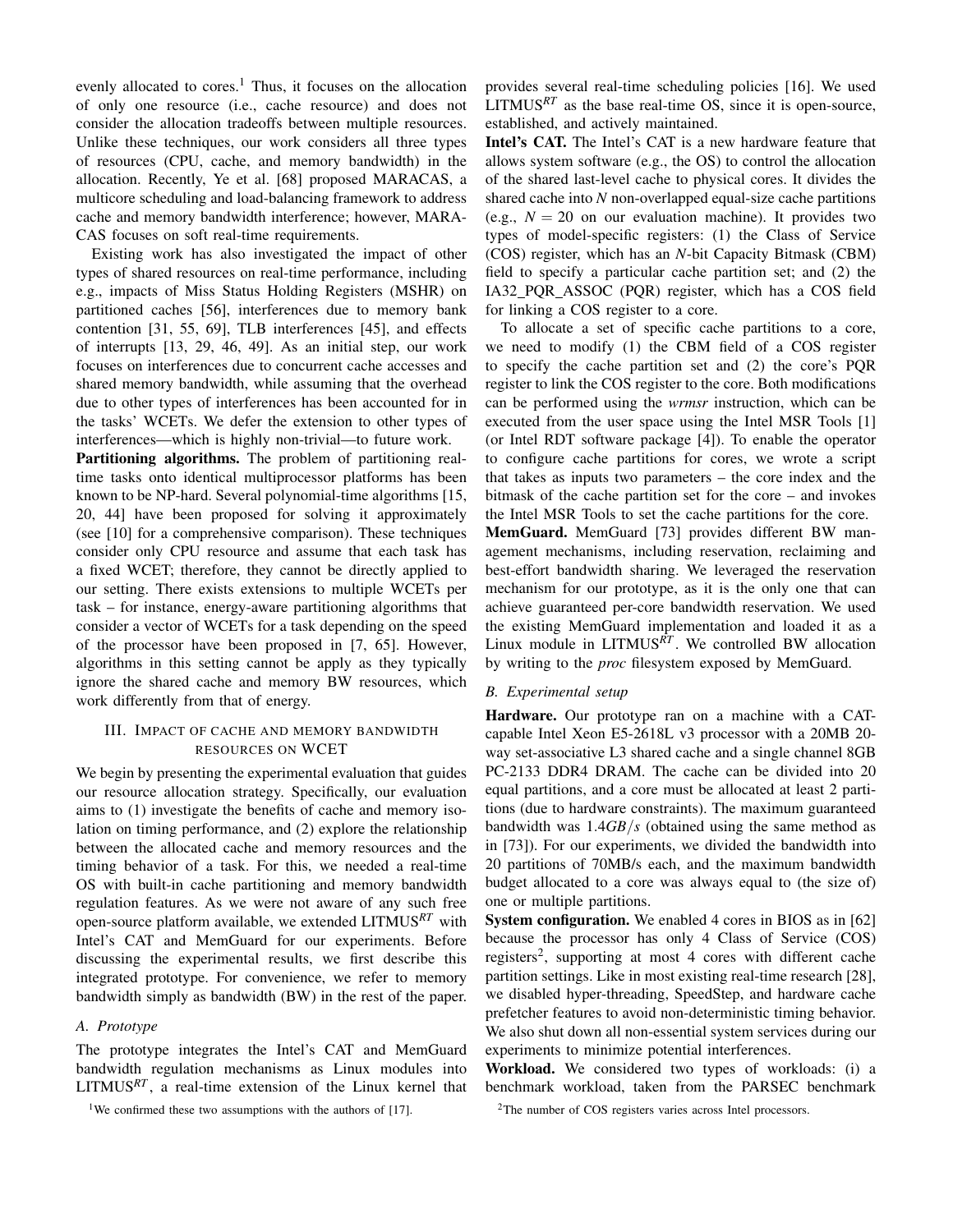evenly allocated to cores.[1] Thus, it focuses on the allocation of only one resource (i.e., cache resource) and does not consider the allocation tradeoffs between multiple resources. Unlike these techniques, our work considers all three types of resources (CPU, cache, and memory bandwidth) in the allocation. Recently, Ye et al. [68] proposed MARACAS, a multicore scheduling and load-balancing framework to address cache and memory bandwidth interference; however, MARACAS focuses on soft real-time requirements.

Existing work has also investigated the impact of other types of shared resources on real-time performance, including e.g., impacts of Miss Status Holding Registers (MSHR) on partitioned caches [56], interferences due to memory bank contention [31, 55, 69], TLB interferences [45], and effects of interrupts [13, 29, 46, 49]. As an initial step, our work focuses on interferences due to concurrent cache accesses and shared memory bandwidth, while assuming that the overhead due to other types of interferences has been accounted for in the tasks' WCETs. We defer the extension to other types of interferences—which is highly non-trivial—to future work.

**Partitioning algorithms.** The problem of partitioning real-time tasks onto identical multiprocessor platforms has been known to be NP-hard. Several polynomial-time algorithms [15, 20, 44] have been proposed for solving it approximately (see [10] for a comprehensive comparison). These techniques consider only CPU resource and assume that each task has a fixed WCET; therefore, they cannot be directly applied to our setting. There exists extensions to multiple WCETs per task – for instance, energy-aware partitioning algorithms that consider a vector of WCETs for a task depending on the speed of the processor have been proposed in [7, 65]. However, algorithms in this setting cannot be apply as they typically ignore the shared cache and memory BW resources, which work differently from that of energy.

## III. Impact of cache and memory bandwidth resources on WCET

We begin by presenting the experimental evaluation that guides our resource allocation strategy. Specifically, our evaluation aims to (1) investigate the benefits of cache and memory isolation on timing performance, and (2) explore the relationship between the allocated cache and memory resources and the timing behavior of a task. For this, we needed a real-time OS with built-in cache partitioning and memory bandwidth regulation features. As we were not aware of any such free open-source platform available, we extended LITMUS$^{RT}$ with Intel's CAT and MemGuard for our experiments. Before discussing the experimental results, we first describe this integrated prototype. For convenience, we refer to memory bandwidth simply as bandwidth (BW) in the rest of the paper.

### A. Prototype

The prototype integrates the Intel's CAT and MemGuard bandwidth regulation mechanisms as Linux modules into LITMUS$^{RT}$, a real-time extension of the Linux kernel that provides several real-time scheduling policies [16]. We used LITMUS$^{RT}$ as the base real-time OS, since it is open-source, established, and actively maintained.

**Intel's CAT.** The Intel's CAT is a new hardware feature that allows system software (e.g., the OS) to control the allocation of the shared last-level cache to physical cores. It divides the shared cache into *N* non-overlapped equal-size cache partitions (e.g., $N = 20$ on our evaluation machine). It provides two types of model-specific registers: (1) the Class of Service (COS) register, which has an *N*-bit Capacity Bitmask (CBM) field to specify a particular cache partition set; and (2) the IA32_PQR_ASSOC (PQR) register, which has a COS field for linking a COS register to a core.

To allocate a set of specific cache partitions to a core, we need to modify (1) the CBM field of a COS register to specify the cache partition set and (2) the core's PQR register to link the COS register to the core. Both modifications can be performed using the *wrmsr* instruction, which can be executed from the user space using the Intel MSR Tools [1] (or Intel RDT software package [4]). To enable the operator to configure cache partitions for cores, we wrote a script that takes as inputs two parameters – the core index and the bitmask of the cache partition set for the core – and invokes the Intel MSR Tools to set the cache partitions for the core.

**MemGuard.** MemGuard [73] provides different BW management mechanisms, including reservation, reclaiming and best-effort bandwidth sharing. We leveraged the reservation mechanism for our prototype, as it is the only one that can achieve guaranteed per-core bandwidth reservation. We used the existing MemGuard implementation and loaded it as a Linux module in LITMUS$^{RT}$. We controlled BW allocation by writing to the *proc* filesystem exposed by MemGuard.

### B. Experimental setup

**Hardware.** Our prototype ran on a machine with a CAT-capable Intel Xeon E5-2618L v3 processor with a 20MB 20-way set-associative L3 shared cache and a single channel 8GB PC-2133 DDR4 DRAM. The cache can be divided into 20 equal partitions, and a core must be allocated at least 2 partitions (due to hardware constraints). The maximum guaranteed bandwidth was $1.4GB/s$ (obtained using the same method as in [73]). For our experiments, we divided the bandwidth into 20 partitions of 70MB/s each, and the maximum bandwidth budget allocated to a core was always equal to (the size of) one or multiple partitions.

**System configuration.** We enabled 4 cores in BIOS as in [62] because the processor has only 4 Class of Service (COS) registers[2], supporting at most 4 cores with different cache partition settings. Like in most existing real-time research [28], we disabled hyper-threading, SpeedStep, and hardware cache prefetcher features to avoid non-deterministic timing behavior. We also shut down all non-essential system services during our experiments to minimize potential interferences.

**Workload.** We considered two types of workloads: (i) a benchmark workload, taken from the PARSEC benchmark

[1] We confirmed these two assumptions with the authors of [17].

[2] The number of COS registers varies across Intel processors.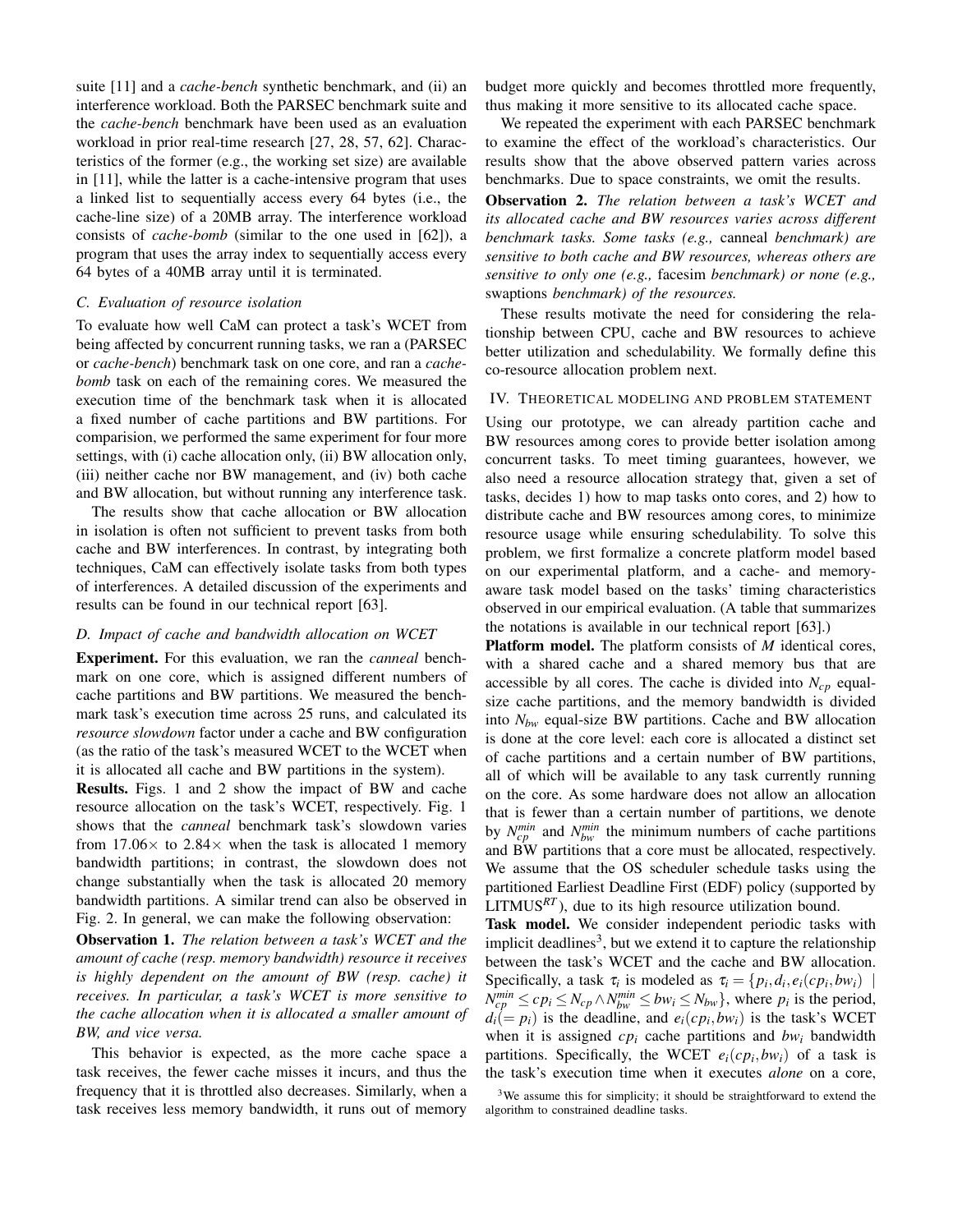suite [11] and a *cache-bench* synthetic benchmark, and (ii) an interference workload. Both the PARSEC benchmark suite and the *cache-bench* benchmark have been used as an evaluation workload in prior real-time research [27, 28, 57, 62]. Characteristics of the former (e.g., the working set size) are available in [11], while the latter is a cache-intensive program that uses a linked list to sequentially access every 64 bytes (i.e., the cache-line size) of a 20MB array. The interference workload consists of *cache-bomb* (similar to the one used in [62]), a program that uses the array index to sequentially access every 64 bytes of a 40MB array until it is terminated.

### C. Evaluation of resource isolation

To evaluate how well CaM can protect a task's WCET from being affected by concurrent running tasks, we ran a (PARSEC or *cache-bench*) benchmark task on one core, and ran a *cache-bomb* task on each of the remaining cores. We measured the execution time of the benchmark task when it is allocated a fixed number of cache partitions and BW partitions. For comparision, we performed the same experiment for four more settings, with (i) cache allocation only, (ii) BW allocation only, (iii) neither cache nor BW management, and (iv) both cache and BW allocation, but without running any interference task.

The results show that cache allocation or BW allocation in isolation is often not sufficient to prevent tasks from both cache and BW interferences. In contrast, by integrating both techniques, CaM can effectively isolate tasks from both types of interferences. A detailed discussion of the experiments and results can be found in our technical report [63].

### D. Impact of cache and bandwidth allocation on WCET

**Experiment.** For this evaluation, we ran the *canneal* benchmark on one core, which is assigned different numbers of cache partitions and BW partitions. We measured the benchmark task's execution time across 25 runs, and calculated its *resource slowdown* factor under a cache and BW configuration (as the ratio of the task's measured WCET to the WCET when it is allocated all cache and BW partitions in the system).

**Results.** Figs. 1 and 2 show the impact of BW and cache resource allocation on the task's WCET, respectively. Fig. 1 shows that the *canneal* benchmark task's slowdown varies from 17.06× to 2.84× when the task is allocated 1 memory bandwidth partitions; in contrast, the slowdown does not change substantially when the task is allocated 20 memory bandwidth partitions. A similar trend can also be observed in Fig. 2. In general, we can make the following observation:

**Observation 1.** *The relation between a task's WCET and the amount of cache (resp. memory bandwidth) resource it receives is highly dependent on the amount of BW (resp. cache) it receives. In particular, a task's WCET is more sensitive to the cache allocation when it is allocated a smaller amount of BW, and vice versa.*

This behavior is expected, as the more cache space a task receives, the fewer cache misses it incurs, and thus the frequency that it is throttled also decreases. Similarly, when a task receives less memory bandwidth, it runs out of memory budget more quickly and becomes throttled more frequently, thus making it more sensitive to its allocated cache space.

We repeated the experiment with each PARSEC benchmark to examine the effect of the workload's characteristics. Our results show that the above observed pattern varies across benchmarks. Due to space constraints, we omit the results.

**Observation 2.** *The relation between a task's WCET and its allocated cache and BW resources varies across different benchmark tasks. Some tasks (e.g.,* canneal *benchmark) are sensitive to both cache and BW resources, whereas others are sensitive to only one (e.g.,* facesim *benchmark) or none (e.g.,* swaptions *benchmark) of the resources.*

These results motivate the need for considering the relationship between CPU, cache and BW resources to achieve better utilization and schedulability. We formally define this co-resource allocation problem next.

## IV. Theoretical modeling and problem statement

Using our prototype, we can already partition cache and BW resources among cores to provide better isolation among concurrent tasks. To meet timing guarantees, however, we also need a resource allocation strategy that, given a set of tasks, decides 1) how to map tasks onto cores, and 2) how to distribute cache and BW resources among cores, to minimize resource usage while ensuring schedulability. To solve this problem, we first formalize a concrete platform model based on our experimental platform, and a cache- and memory-aware task model based on the tasks' timing characteristics observed in our empirical evaluation. (A table that summarizes the notations is available in our technical report [63].)

**Platform model.** The platform consists of $M$ identical cores, with a shared cache and a shared memory bus that are accessible by all cores. The cache is divided into $N_{cp}$ equal-size cache partitions, and the memory bandwidth is divided into $N_{bw}$ equal-size BW partitions. Cache and BW allocation is done at the core level: each core is allocated a distinct set of cache partitions and a certain number of BW partitions, all of which will be available to any task currently running on the core. As some hardware does not allow an allocation that is fewer than a certain number of partitions, we denote by $N_{cp}^{min}$ and $N_{bw}^{min}$ the minimum numbers of cache partitions and BW partitions that a core must be allocated, respectively. We assume that the OS scheduler schedule tasks using the partitioned Earliest Deadline First (EDF) policy (supported by LITMUS$^{RT}$), due to its high resource utilization bound.

**Task model.** We consider independent periodic tasks with implicit deadlines[3], but we extend it to capture the relationship between the task's WCET and the cache and BW allocation. Specifically, a task $\tau_i$ is modeled as $\tau_i = \{p_i, d_i, e_i(cp_i, bw_i) \mid N_{cp}^{min} \leq cp_i \leq N_{cp} \wedge N_{bw}^{min} \leq bw_i \leq N_{bw}\}$, where $p_i$ is the period, $d_i (= p_i)$ is the deadline, and $e_i(cp_i, bw_i)$ is the task's WCET when it is assigned $cp_i$ cache partitions and $bw_i$ bandwidth partitions. Specifically, the WCET $e_i(cp_i, bw_i)$ of a task is the task's execution time when it executes *alone* on a core,

[3] We assume this for simplicity; it should be straightforward to extend the algorithm to constrained deadline tasks.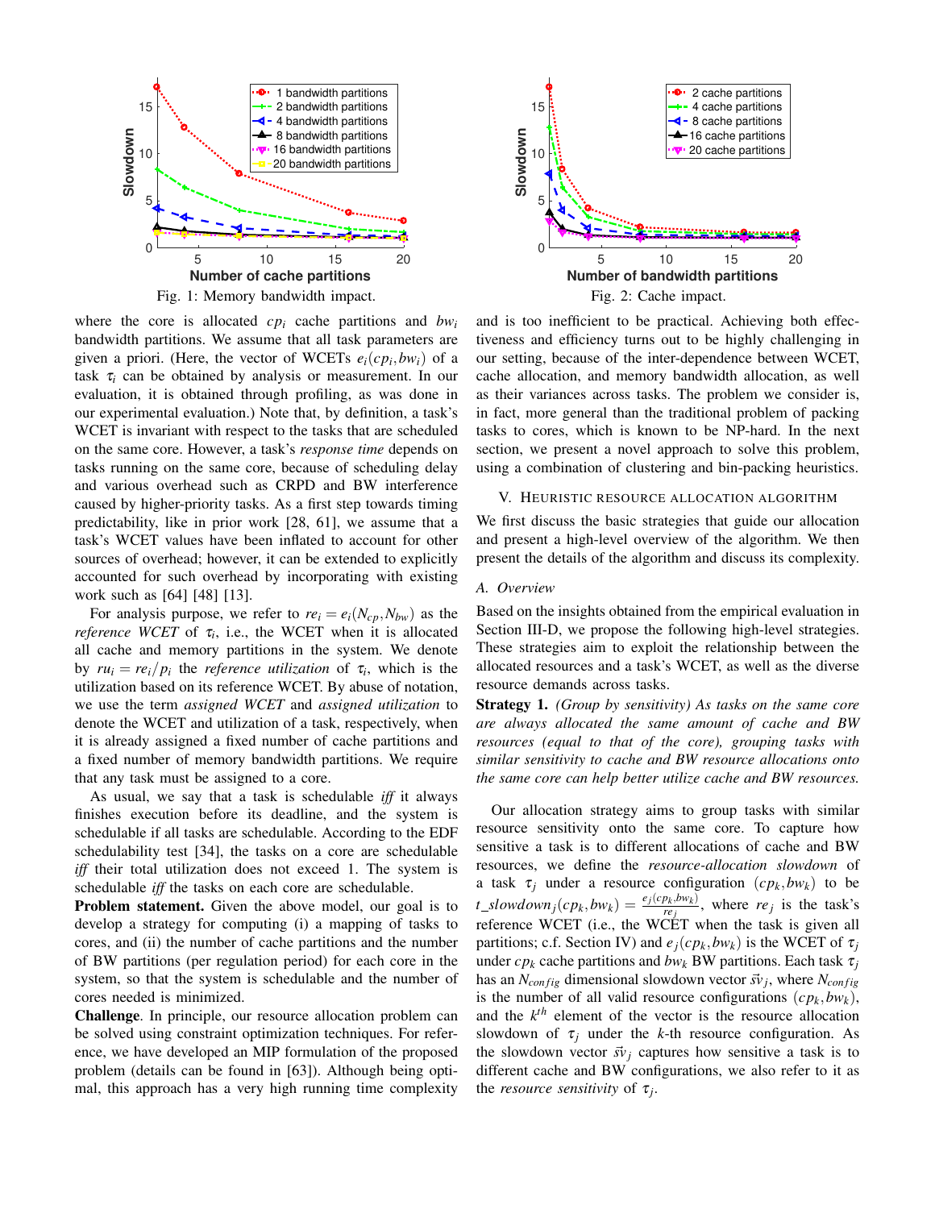Fig. 1: Memory bandwidth impact.

Fig. 2: Cache impact.

where the core is allocated $cp_i$ cache partitions and $bw_i$ bandwidth partitions. We assume that all task parameters are given a priori. (Here, the vector of WCETs $e_i(cp_i, bw_i)$ of a task $\tau_i$ can be obtained by analysis or measurement. In our evaluation, it is obtained through profiling, as was done in our experimental evaluation.) Note that, by definition, a task's WCET is invariant with respect to the tasks that are scheduled on the same core. However, a task's *response time* depends on tasks running on the same core, because of scheduling delay and various overhead such as CRPD and BW interference caused by higher-priority tasks. As a first step towards timing predictability, like in prior work [28, 61], we assume that a task's WCET values have been inflated to account for other sources of overhead; however, it can be extended to explicitly accounted for such overhead by incorporating with existing work such as [64] [48] [13].

For analysis purpose, we refer to $re_i = e_i(N_{cp}, N_{bw})$ as the *reference WCET* of $\tau_i$, i.e., the WCET when it is allocated all cache and memory partitions in the system. We denote by $ru_i = re_i/p_i$ the *reference utilization* of $\tau_i$, which is the utilization based on its reference WCET. By abuse of notation, we use the term *assigned WCET* and *assigned utilization* to denote the WCET and utilization of a task, respectively, when it is already assigned a fixed number of cache partitions and a fixed number of memory bandwidth partitions. We require that any task must be assigned to a core.

As usual, we say that a task is schedulable *iff* it always finishes execution before its deadline, and the system is schedulable if all tasks are schedulable. According to the EDF schedulability test [34], the tasks on a core are schedulable *iff* their total utilization does not exceed 1. The system is schedulable *iff* the tasks on each core are schedulable.

**Problem statement.** Given the above model, our goal is to develop a strategy for computing (i) a mapping of tasks to cores, and (ii) the number of cache partitions and the number of BW partitions (per regulation period) for each core in the system, so that the system is schedulable and the number of cores needed is minimized.

**Challenge**. In principle, our resource allocation problem can be solved using constraint optimization techniques. For reference, we have developed an MIP formulation of the proposed problem (details can be found in [63]). Although being optimal, this approach has a very high running time complexity and is too inefficient to be practical. Achieving both effectiveness and efficiency turns out to be highly challenging in our setting, because of the inter-dependence between WCET, cache allocation, and memory bandwidth allocation, as well as their variances across tasks. The problem we consider is, in fact, more general than the traditional problem of packing tasks to cores, which is known to be NP-hard. In the next section, we present a novel approach to solve this problem, using a combination of clustering and bin-packing heuristics.

## V. Heuristic Resource Allocation Algorithm

We first discuss the basic strategies that guide our allocation and present a high-level overview of the algorithm. We then present the details of the algorithm and discuss its complexity.

### A. Overview

Based on the insights obtained from the empirical evaluation in Section III-D, we propose the following high-level strategies. These strategies aim to exploit the relationship between the allocated resources and a task's WCET, as well as the diverse resource demands across tasks.

**Strategy 1.** *(Group by sensitivity) As tasks on the same core are always allocated the same amount of cache and BW resources (equal to that of the core), grouping tasks with similar sensitivity to cache and BW resource allocations onto the same core can help better utilize cache and BW resources.*

Our allocation strategy aims to group tasks with similar resource sensitivity onto the same core. To capture how sensitive a task is to different allocations of cache and BW resources, we define the *resource-allocation slowdown* of a task $\tau_j$ under a resource configuration $(cp_k, bw_k)$ to be $t\_slowdown_j(cp_k, bw_k) = \frac{e_j(cp_k, bw_k)}{re_j}$, where $re_j$ is the task's reference WCET (i.e., the WCET when the task is given all partitions; c.f. Section IV) and $e_j(cp_k, bw_k)$ is the WCET of $\tau_j$ under $cp_k$ cache partitions and $bw_k$ BW partitions. Each task $\tau_j$ has an $N_{config}$ dimensional slowdown vector $\vec{sv}_j$, where $N_{config}$ is the number of all valid resource configurations $(cp_k, bw_k)$, and the $k^{th}$ element of the vector is the resource allocation slowdown of $\tau_j$ under the $k$-th resource configuration. As the slowdown vector $\vec{sv}_j$ captures how sensitive a task is to different cache and BW configurations, we also refer to it as the *resource sensitivity* of $\tau_j$.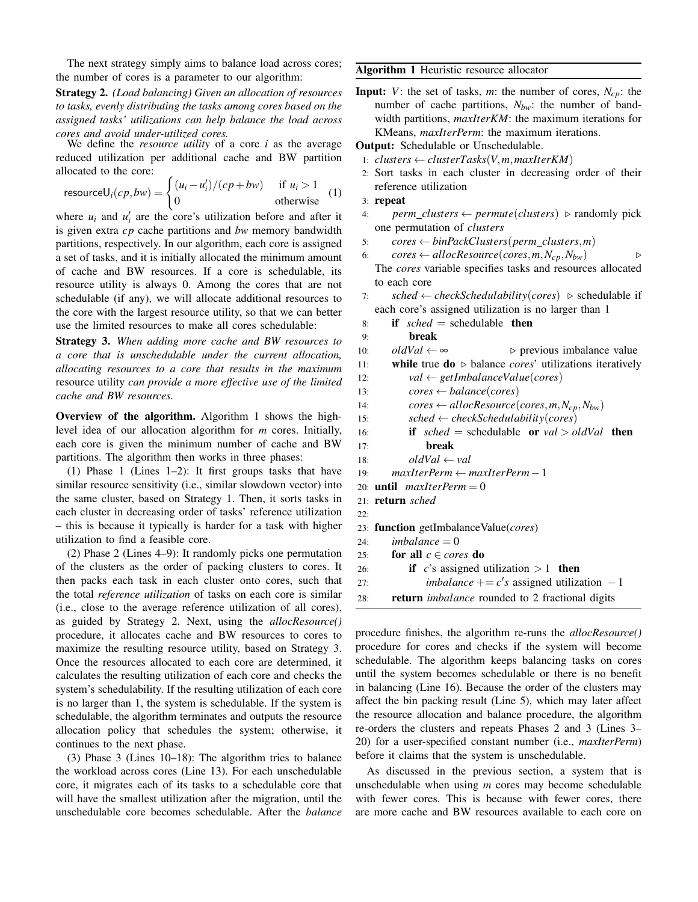The next strategy simply aims to balance load across cores; the number of cores is a parameter to our algorithm:

**Strategy 2.** *(Load balancing) Given an allocation of resources to tasks, evenly distributing the tasks among cores based on the assigned tasks' utilizations can help balance the load across cores and avoid under-utilized cores.*

We define the *resource utility* of a core $i$ as the average reduced utilization per additional cache and BW partition allocated to the core:

$$\mathsf{resourceU}_i(cp, bw) = \begin{cases} (u_i - u_i')/(cp + bw) & \text{if } u_i > 1 \\ 0 & \text{otherwise} \end{cases} \quad (1)$$

where $u_i$ and $u_i'$ are the core's utilization before and after it is given extra $cp$ cache partitions and $bw$ memory bandwidth partitions, respectively. In our algorithm, each core is assigned a set of tasks, and it is initially allocated the minimum amount of cache and BW resources. If a core is schedulable, its resource utility is always 0. Among the cores that are not schedulable (if any), we will allocate additional resources to the core with the largest resource utility, so that we can better use the limited resources to make all cores schedulable:

**Strategy 3.** *When adding more cache and BW resources to a core that is unschedulable under the current allocation, allocating resources to a core that results in the maximum* resource utility *can provide a more effective use of the limited cache and BW resources.*

**Overview of the algorithm.** Algorithm 1 shows the high-level idea of our allocation algorithm for $m$ cores. Initially, each core is given the minimum number of cache and BW partitions. The algorithm then works in three phases:

(1) Phase 1 (Lines 1–2): It first groups tasks that have similar resource sensitivity (i.e., similar slowdown vector) into the same cluster, based on Strategy 1. Then, it sorts tasks in each cluster in decreasing order of tasks' reference utilization – this is because it typically is harder for a task with higher utilization to find a feasible core.

(2) Phase 2 (Lines 4–9): It randomly picks one permutation of the clusters as the order of packing clusters to cores. It then packs each task in each cluster onto cores, such that the total *reference utilization* of tasks on each core is similar (i.e., close to the average reference utilization of all cores), as guided by Strategy 2. Next, using the *allocResource()* procedure, it allocates cache and BW resources to cores to maximize the resulting resource utility, based on Strategy 3. Once the resources allocated to each core are determined, it calculates the resulting utilization of each core and checks the system's schedulability. If the resulting utilization of each core is no larger than 1, the system is schedulable. If the system is schedulable, the algorithm terminates and outputs the resource allocation policy that schedules the system; otherwise, it continues to the next phase.

(3) Phase 3 (Lines 10–18): The algorithm tries to balance the workload across cores (Line 13). For each unschedulable core, it migrates each of its tasks to a schedulable core that will have the smallest utilization after the migration, until the unschedulable core becomes schedulable. After the *balance*

**Algorithm 1** Heuristic resource allocator

**Input:** $V$: the set of tasks, $m$: the number of cores, $N_{cp}$: the number of cache partitions, $N_{bw}$: the number of bandwidth partitions, *maxIterKM*: the maximum iterations for KMeans, *maxIterPerm*: the maximum iterations.

**Output:** Schedulable or Unschedulable.

```
1:  clusters ← clusterTasks(V, m, maxIterKM)
2:  Sort tasks in each cluster in decreasing order of their
    reference utilization
3:  repeat
4:      perm_clusters ← permute(clusters)  ▷ randomly pick
        one permutation of clusters
5:      cores ← binPackClusters(perm_clusters, m)
6:      cores ← allocResource(cores, m, N_cp, N_bw)          ▷
        The cores variable specifies tasks and resources allocated
        to each core
7:      sched ← checkSchedulability(cores)  ▷ schedulable if
        each core's assigned utilization is no larger than 1
8:      if sched = schedulable then
9:          break
10:     oldVal ← ∞                  ▷ previous imbalance value
11:     while true do  ▷ balance cores' utilizations iteratively
12:         val ← getImbalanceValue(cores)
13:         cores ← balance(cores)
14:         cores ← allocResource(cores, m, N_cp, N_bw)
15:         sched ← checkSchedulability(cores)
16:         if sched = schedulable or val > oldVal then
17:             break
18:         oldVal ← val
19:     maxIterPerm ← maxIterPerm − 1
20: until maxIterPerm = 0
21: return sched
22:
23: function getImbalanceValue(cores)
24:     imbalance = 0
25:     for all c ∈ cores do
26:         if c's assigned utilization > 1 then
27:             imbalance += c's assigned utilization − 1
28:     return imbalance rounded to 2 fractional digits
```

procedure finishes, the algorithm re-runs the *allocResource()* procedure for cores and checks if the system will become schedulable. The algorithm keeps balancing tasks on cores until the system becomes schedulable or there is no benefit in balancing (Line 16). Because the order of the clusters may affect the bin packing result (Line 5), which may later affect the resource allocation and balance procedure, the algorithm re-orders the clusters and repeats Phases 2 and 3 (Lines 3–20) for a user-specified constant number (i.e., *maxIterPerm*) before it claims that the system is unschedulable.

As discussed in the previous section, a system that is unschedulable when using $m$ cores may become schedulable with fewer cores. This is because with fewer cores, there are more cache and BW resources available to each core on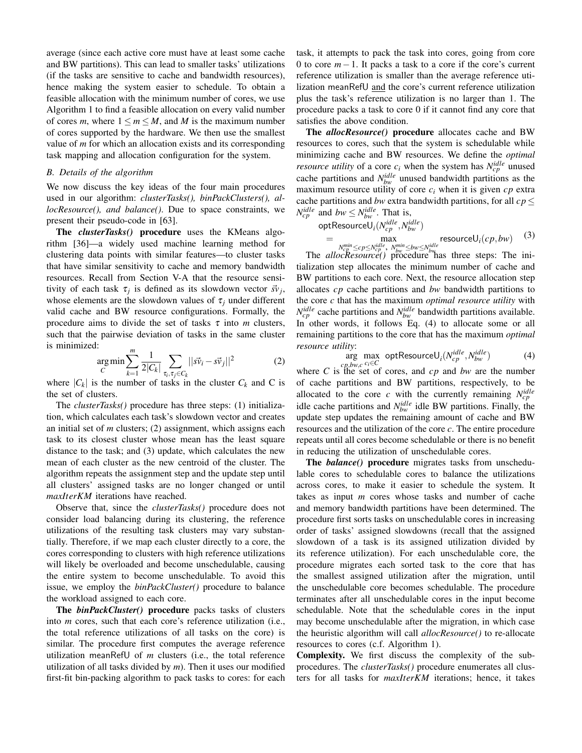average (since each active core must have at least some cache and BW partitions). This can lead to smaller tasks' utilizations (if the tasks are sensitive to cache and bandwidth resources), hence making the system easier to schedule. To obtain a feasible allocation with the minimum number of cores, we use Algorithm 1 to find a feasible allocation on every valid number of cores $m$, where $1 \leq m \leq M$, and $M$ is the maximum number of cores supported by the hardware. We then use the smallest value of $m$ for which an allocation exists and its corresponding task mapping and allocation configuration for the system.

### B. Details of the algorithm

We now discuss the key ideas of the four main procedures used in our algorithm: *clusterTasks(), binPackClusters(), allocResource(), and balance()*. Due to space constraints, we present their pseudo-code in [63].

**The *clusterTasks()* procedure** uses the KMeans algorithm [36]—a widely used machine learning method for clustering data points with similar features—to cluster tasks that have similar sensitivity to cache and memory bandwidth resources. Recall from Section V-A that the resource sensitivity of each task $\tau_j$ is defined as its slowdown vector $\vec{sv}_j$, whose elements are the slowdown values of $\tau_j$ under different valid cache and BW resource configurations. Formally, the procedure aims to divide the set of tasks $\tau$ into $m$ clusters, such that the pairwise deviation of tasks in the same cluster is minimized:

$$\arg\min_{C} \sum_{k=1}^{m} \frac{1}{2|C_k|} \sum_{\tau_i, \tau_j \in C_k} ||\vec{sv}_i - \vec{sv}_j||^2 \quad (2)$$

where $|C_k|$ is the number of tasks in the cluster $C_k$ and C is the set of clusters.

The *clusterTasks()* procedure has three steps: (1) initialization, which calculates each task's slowdown vector and creates an initial set of $m$ clusters; (2) assignment, which assigns each task to its closest cluster whose mean has the least square distance to the task; and (3) update, which calculates the new mean of each cluster as the new centroid of the cluster. The algorithm repeats the assignment step and the update step until all clusters' assigned tasks are no longer changed or until *maxIterKM* iterations have reached.

Observe that, since the *clusterTasks()* procedure does not consider load balancing during its clustering, the reference utilizations of the resulting task clusters may vary substantially. Therefore, if we map each cluster directly to a core, the cores corresponding to clusters with high reference utilizations will likely be overloaded and become unschedulable, causing the entire system to become unschedulable. To avoid this issue, we employ the *binPackCluster()* procedure to balance the workload assigned to each core.

**The *binPackCluster()* procedure** packs tasks of clusters into $m$ cores, such that each core's reference utilization (i.e., the total reference utilizations of all tasks on the core) is similar. The procedure first computes the average reference utilization meanRefU of $m$ clusters (i.e., the total reference utilization of all tasks divided by $m$). Then it uses our modified first-fit bin-packing algorithm to pack tasks to cores: for each task, it attempts to pack the task into cores, going from core 0 to core $m-1$. It packs a task to a core if the core's current reference utilization is smaller than the average reference utilization meanRefU and the core's current reference utilization plus the task's reference utilization is no larger than 1. The procedure packs a task to core 0 if it cannot find any core that satisfies the above condition.

**The *allocResource()* procedure** allocates cache and BW resources to cores, such that the system is schedulable while minimizing cache and BW resources. We define the *optimal resource utility* of a core $c_i$ when the system has $N_{cp}^{idle}$ unused cache partitions and $N_{bw}^{idle}$ unused bandwidth partitions as the maximum resource utility of core $c_i$ when it is given $cp$ extra cache partitions and $bw$ extra bandwidth partitions, for all $cp \leq N_{cp}^{idle}$ and $bw \leq N_{bw}^{idle}$. That is,

$$\mathsf{optResourceU}_i(N_{cp}^{idle}, N_{bw}^{idle}) = \max_{N_{cp}^{min} \leq cp \leq N_{cp}^{idle},\ N_{bw}^{min} \leq bw \leq N_{bw}^{idle}} \mathsf{resourceU}_i(cp, bw) \quad (3)$$

The *allocResource()* procedure has three steps: The initialization step allocates the minimum number of cache and BW partitions to each core. Next, the resource allocation step allocates $cp$ cache partitions and $bw$ bandwidth partitions to the core $c$ that has the maximum *optimal resource utility* with $N_{cp}^{idle}$ cache partitions and $N_{bw}^{idle}$ bandwidth partitions available. In other words, it follows Eq. (4) to allocate some or all remaining partitions to the core that has the maximum *optimal resource utility*:

$$\arg_{cp,bw,c} \max_{c_i \in C} \mathsf{optResourceU}_i(N_{cp}^{idle}, N_{bw}^{idle}) \quad (4)$$

where $C$ is the set of cores, and $cp$ and $bw$ are the number of cache partitions and BW partitions, respectively, to be allocated to the core $c$ with the currently remaining $N_{cp}^{idle}$ idle cache partitions and $N_{bw}^{idle}$ idle BW partitions. Finally, the update step updates the remaining amount of cache and BW resources and the utilization of the core $c$. The entire procedure repeats until all cores become schedulable or there is no benefit in reducing the utilization of unschedulable cores.

**The *balance()* procedure** migrates tasks from unschedulable cores to schedulable cores to balance the utilizations across cores, to make it easier to schedule the system. It takes as input $m$ cores whose tasks and number of cache and memory bandwidth partitions have been determined. The procedure first sorts tasks on unschedulable cores in increasing order of tasks' assigned slowdowns (recall that the assigned slowdown of a task is its assigned utilization divided by its reference utilization). For each unschedulable core, the procedure migrates each sorted task to the core that has the smallest assigned utilization after the migration, until the unschedulable core becomes schedulable. The procedure terminates after all unschedulable cores in the input become schedulable. Note that the schedulable cores in the input may become unschedulable after the migration, in which case the heuristic algorithm will call *allocResource()* to re-allocate resources to cores (c.f. Algorithm 1).

**Complexity.** We first discuss the complexity of the subprocedures. The *clusterTasks()* procedure enumerates all clusters for all tasks for *maxIterKM* iterations; hence, it takes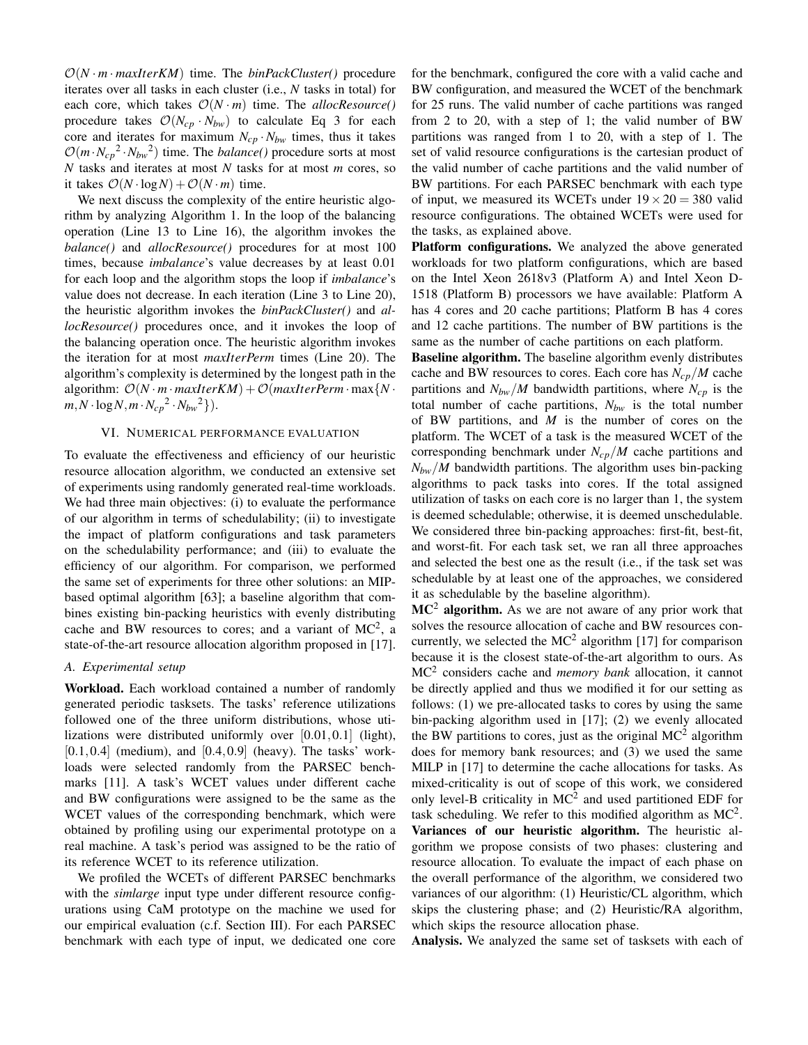$\mathcal{O}(N \cdot m \cdot maxIterKM)$ time. The *binPackCluster()* procedure iterates over all tasks in each cluster (i.e., $N$ tasks in total) for each core, which takes $\mathcal{O}(N \cdot m)$ time. The *allocResource()* procedure takes $\mathcal{O}(N_{cp} \cdot N_{bw})$ to calculate Eq 3 for each core and iterates for maximum $N_{cp} \cdot N_{bw}$ times, thus it takes $\mathcal{O}(m \cdot {N_{cp}}^2 \cdot {N_{bw}}^2)$ time. The *balance()* procedure sorts at most $N$ tasks and iterates at most $N$ tasks for at most $m$ cores, so it takes $\mathcal{O}(N \cdot \log N) + \mathcal{O}(N \cdot m)$ time.

We next discuss the complexity of the entire heuristic algorithm by analyzing Algorithm 1. In the loop of the balancing operation (Line 13 to Line 16), the algorithm invokes the *balance()* and *allocResource()* procedures for at most 100 times, because *imbalance*'s value decreases by at least 0.01 for each loop and the algorithm stops the loop if *imbalance*'s value does not decrease. In each iteration (Line 3 to Line 20), the heuristic algorithm invokes the *binPackCluster()* and *allocResource()* procedures once, and it invokes the loop of the balancing operation once. The heuristic algorithm invokes the iteration for at most *maxIterPerm* times (Line 20). The algorithm's complexity is determined by the longest path in the algorithm: $\mathcal{O}(N \cdot m \cdot maxIterKM) + \mathcal{O}(maxIterPerm \cdot \max\{N \cdot m, N \cdot \log N, m \cdot {N_{cp}}^2 \cdot {N_{bw}}^2\})$.

## VI. Numerical performance evaluation

To evaluate the effectiveness and efficiency of our heuristic resource allocation algorithm, we conducted an extensive set of experiments using randomly generated real-time workloads. We had three main objectives: (i) to evaluate the performance of our algorithm in terms of schedulability; (ii) to investigate the impact of platform configurations and task parameters on the schedulability performance; and (iii) to evaluate the efficiency of our algorithm. For comparison, we performed the same set of experiments for three other solutions: an MIP-based optimal algorithm [63]; a baseline algorithm that combines existing bin-packing heuristics with evenly distributing cache and BW resources to cores; and a variant of MC$^2$, a state-of-the-art resource allocation algorithm proposed in [17].

### A. Experimental setup

**Workload.** Each workload contained a number of randomly generated periodic tasksets. The tasks' reference utilizations followed one of the three uniform distributions, whose utilizations were distributed uniformly over $[0.01, 0.1]$ (light), $[0.1, 0.4]$ (medium), and $[0.4, 0.9]$ (heavy). The tasks' workloads were selected randomly from the PARSEC benchmarks [11]. A task's WCET values under different cache and BW configurations were assigned to be the same as the WCET values of the corresponding benchmark, which were obtained by profiling using our experimental prototype on a real machine. A task's period was assigned to be the ratio of its reference WCET to its reference utilization.

We profiled the WCETs of different PARSEC benchmarks with the *simlarge* input type under different resource configurations using CaM prototype on the machine we used for our empirical evaluation (c.f. Section III). For each PARSEC benchmark with each type of input, we dedicated one core for the benchmark, configured the core with a valid cache and BW configuration, and measured the WCET of the benchmark for 25 runs. The valid number of cache partitions was ranged from 2 to 20, with a step of 1; the valid number of BW partitions was ranged from 1 to 20, with a step of 1. The set of valid resource configurations is the cartesian product of the valid number of cache partitions and the valid number of BW partitions. For each PARSEC benchmark with each type of input, we measured its WCETs under $19 \times 20 = 380$ valid resource configurations. The obtained WCETs were used for the tasks, as explained above.

**Platform configurations.** We analyzed the above generated workloads for two platform configurations, which are based on the Intel Xeon 2618v3 (Platform A) and Intel Xeon D-1518 (Platform B) processors we have available: Platform A has 4 cores and 20 cache partitions; Platform B has 4 cores and 12 cache partitions. The number of BW partitions is the same as the number of cache partitions on each platform.

**Baseline algorithm.** The baseline algorithm evenly distributes cache and BW resources to cores. Each core has $N_{cp}/M$ cache partitions and $N_{bw}/M$ bandwidth partitions, where $N_{cp}$ is the total number of cache partitions, $N_{bw}$ is the total number of BW partitions, and $M$ is the number of cores on the platform. The WCET of a task is the measured WCET of the corresponding benchmark under $N_{cp}/M$ cache partitions and $N_{bw}/M$ bandwidth partitions. The algorithm uses bin-packing algorithms to pack tasks into cores. If the total assigned utilization of tasks on each core is no larger than 1, the system is deemed schedulable; otherwise, it is deemed unschedulable. We considered three bin-packing approaches: first-fit, best-fit, and worst-fit. For each task set, we ran all three approaches and selected the best one as the result (i.e., if the task set was schedulable by at least one of the approaches, we considered it as schedulable by the baseline algorithm).

**MC$^2$ algorithm.** As we are not aware of any prior work that solves the resource allocation of cache and BW resources concurrently, we selected the MC$^2$ algorithm [17] for comparison because it is the closest state-of-the-art algorithm to ours. As MC$^2$ considers cache and *memory bank* allocation, it cannot be directly applied and thus we modified it for our setting as follows: (1) we pre-allocated tasks to cores by using the same bin-packing algorithm used in [17]; (2) we evenly allocated the BW partitions to cores, just as the original MC$^2$ algorithm does for memory bank resources; and (3) we used the same MILP in [17] to determine the cache allocations for tasks. As mixed-criticality is out of scope of this work, we considered only level-B criticality in MC$^2$ and used partitioned EDF for task scheduling. We refer to this modified algorithm as MC$^2$.

**Variances of our heuristic algorithm.** The heuristic algorithm we propose consists of two phases: clustering and resource allocation. To evaluate the impact of each phase on the overall performance of the algorithm, we considered two variances of our algorithm: (1) Heuristic/CL algorithm, which skips the clustering phase; and (2) Heuristic/RA algorithm, which skips the resource allocation phase.

**Analysis.** We analyzed the same set of tasksets with each of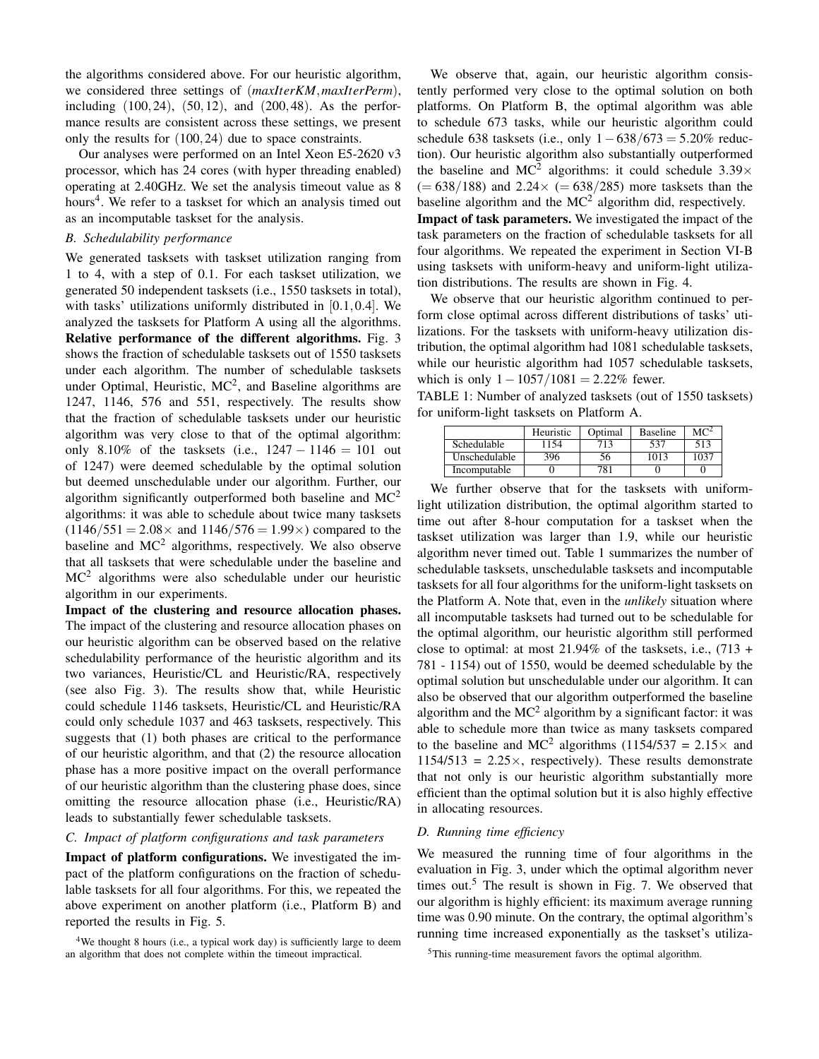the algorithms considered above. For our heuristic algorithm, we considered three settings of (*maxIterKM*,*maxIterPerm*), including $(100, 24)$, $(50, 12)$, and $(200, 48)$. As the performance results are consistent across these settings, we present only the results for $(100, 24)$ due to space constraints.

Our analyses were performed on an Intel Xeon E5-2620 v3 processor, which has 24 cores (with hyper threading enabled) operating at 2.40GHz. We set the analysis timeout value as 8 hours[4]. We refer to a taskset for which an analysis timed out as an incomputable taskset for the analysis.

### *B. Schedulability performance*

We generated tasksets with taskset utilization ranging from 1 to 4, with a step of 0.1. For each taskset utilization, we generated 50 independent tasksets (i.e., 1550 tasksets in total), with tasks' utilizations uniformly distributed in $[0.1, 0.4]$. We analyzed the tasksets for Platform A using all the algorithms.

**Relative performance of the different algorithms.** Fig. 3 shows the fraction of schedulable tasksets out of 1550 tasksets under each algorithm. The number of schedulable tasksets under Optimal, Heuristic, $MC^2$, and Baseline algorithms are 1247, 1146, 576 and 551, respectively. The results show that the fraction of schedulable tasksets under our heuristic algorithm was very close to that of the optimal algorithm: only 8.10% of the tasksets (i.e., $1247 - 1146 = 101$ out of 1247) were deemed schedulable by the optimal solution but deemed unschedulable under our algorithm. Further, our algorithm significantly outperformed both baseline and $MC^2$ algorithms: it was able to schedule about twice many tasksets ($1146/551 = 2.08\times$ and $1146/576 = 1.99\times$) compared to the baseline and $MC^2$ algorithms, respectively. We also observe that all tasksets that were schedulable under the baseline and $MC^2$ algorithms were also schedulable under our heuristic algorithm in our experiments.

**Impact of the clustering and resource allocation phases.** The impact of the clustering and resource allocation phases on our heuristic algorithm can be observed based on the relative schedulability performance of the heuristic algorithm and its two variances, Heuristic/CL and Heuristic/RA, respectively (see also Fig. 3). The results show that, while Heuristic could schedule 1146 tasksets, Heuristic/CL and Heuristic/RA could only schedule 1037 and 463 tasksets, respectively. This suggests that (1) both phases are critical to the performance of our heuristic algorithm, and that (2) the resource allocation phase has a more positive impact on the overall performance of our heuristic algorithm than the clustering phase does, since omitting the resource allocation phase (i.e., Heuristic/RA) leads to substantially fewer schedulable tasksets.

### *C. Impact of platform configurations and task parameters*

**Impact of platform configurations.** We investigated the impact of the platform configurations on the fraction of schedulable tasksets for all four algorithms. For this, we repeated the above experiment on another platform (i.e., Platform B) and reported the results in Fig. 5.

[4]We thought 8 hours (i.e., a typical work day) is sufficiently large to deem an algorithm that does not complete within the timeout impractical.

We observe that, again, our heuristic algorithm consistently performed very close to the optimal solution on both platforms. On Platform B, the optimal algorithm was able to schedule 673 tasks, while our heuristic algorithm could schedule 638 tasksets (i.e., only $1 - 638/673 = 5.20\%$ reduction). Our heuristic algorithm also substantially outperformed the baseline and $MC^2$ algorithms: it could schedule $3.39\times$ $(= 638/188)$ and $2.24\times$ $(= 638/285)$ more tasksets than the baseline algorithm and the $MC^2$ algorithm did, respectively.

**Impact of task parameters.** We investigated the impact of the task parameters on the fraction of schedulable tasksets for all four algorithms. We repeated the experiment in Section VI-B using tasksets with uniform-heavy and uniform-light utilization distributions. The results are shown in Fig. 4.

We observe that our heuristic algorithm continued to perform close optimal across different distributions of tasks' utilizations. For the tasksets with uniform-heavy utilization distribution, the optimal algorithm had 1081 schedulable tasksets, while our heuristic algorithm had 1057 schedulable tasksets, which is only $1 - 1057/1081 = 2.22\%$ fewer.

TABLE 1: Number of analyzed tasksets (out of 1550 tasksets) for uniform-light tasksets on Platform A.

| | Heuristic | Optimal | Baseline | $MC^2$ |
|---|---|---|---|---|
| Schedulable | 1154 | 713 | 537 | 513 |
| Unschedulable | 396 | 56 | 1013 | 1037 |
| Incomputable | 0 | 781 | 0 | 0 |

We further observe that for the tasksets with uniform-light utilization distribution, the optimal algorithm started to time out after 8-hour computation for a taskset when the taskset utilization was larger than 1.9, while our heuristic algorithm never timed out. Table 1 summarizes the number of schedulable tasksets, unschedulable tasksets and incomputable tasksets for all four algorithms for the uniform-light tasksets on the Platform A. Note that, even in the *unlikely* situation where all incomputable tasksets had turned out to be schedulable for the optimal algorithm, our heuristic algorithm still performed close to optimal: at most 21.94% of the tasksets, i.e., (713 + 781 - 1154) out of 1550, would be deemed schedulable by the optimal solution but unschedulable under our algorithm. It can also be observed that our algorithm outperformed the baseline algorithm and the $MC^2$ algorithm by a significant factor: it was able to schedule more than twice as many tasksets compared to the baseline and $MC^2$ algorithms ($1154/537 = 2.15\times$ and $1154/513 = 2.25\times$, respectively). These results demonstrate that not only is our heuristic algorithm substantially more efficient than the optimal solution but it is also highly effective in allocating resources.

### *D. Running time efficiency*

We measured the running time of four algorithms in the evaluation in Fig. 3, under which the optimal algorithm never times out.[5] The result is shown in Fig. 7. We observed that our algorithm is highly efficient: its maximum average running time was 0.90 minute. On the contrary, the optimal algorithm's running time increased exponentially as the taskset's utiliza-

[5]This running-time measurement favors the optimal algorithm.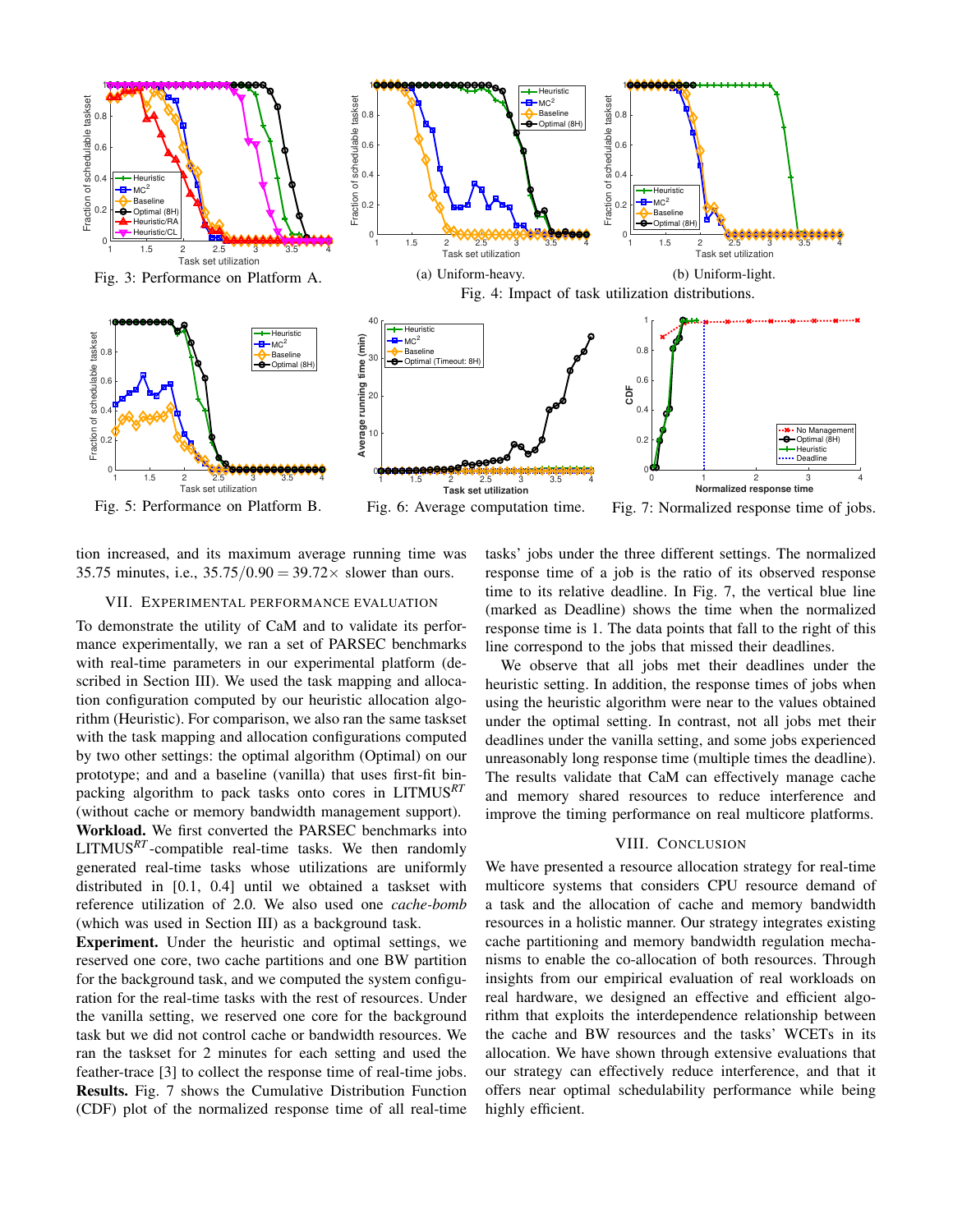Fig. 3: Performance on Platform A.

(a) Uniform-heavy.

(b) Uniform-light.

Fig. 4: Impact of task utilization distributions.

Fig. 5: Performance on Platform B.

Fig. 6: Average computation time.

Fig. 7: Normalized response time of jobs.

tion increased, and its maximum average running time was 35.75 minutes, i.e., $35.75/0.90 = 39.72\times$ slower than ours.

## VII. Experimental Performance Evaluation

To demonstrate the utility of CaM and to validate its performance experimentally, we ran a set of PARSEC benchmarks with real-time parameters in our experimental platform (described in Section III). We used the task mapping and allocation configuration computed by our heuristic allocation algorithm (Heuristic). For comparison, we also ran the same taskset with the task mapping and allocation configurations computed by two other settings: the optimal algorithm (Optimal) on our prototype; and and a baseline (vanilla) that uses first-fit bin-packing algorithm to pack tasks onto cores in LITMUS$^{RT}$ (without cache or memory bandwidth management support).

**Workload.** We first converted the PARSEC benchmarks into LITMUS$^{RT}$-compatible real-time tasks. We then randomly generated real-time tasks whose utilizations are uniformly distributed in [0.1, 0.4] until we obtained a taskset with reference utilization of 2.0. We also used one *cache-bomb* (which was used in Section III) as a background task.

**Experiment.** Under the heuristic and optimal settings, we reserved one core, two cache partitions and one BW partition for the background task, and we computed the system configuration for the real-time tasks with the rest of resources. Under the vanilla setting, we reserved one core for the background task but we did not control cache or bandwidth resources. We ran the taskset for 2 minutes for each setting and used the feather-trace [3] to collect the response time of real-time jobs.

**Results.** Fig. 7 shows the Cumulative Distribution Function (CDF) plot of the normalized response time of all real-time tasks' jobs under the three different settings. The normalized response time of a job is the ratio of its observed response time to its relative deadline. In Fig. 7, the vertical blue line (marked as Deadline) shows the time when the normalized response time is 1. The data points that fall to the right of this line correspond to the jobs that missed their deadlines.

We observe that all jobs met their deadlines under the heuristic setting. In addition, the response times of jobs when using the heuristic algorithm were near to the values obtained under the optimal setting. In contrast, not all jobs met their deadlines under the vanilla setting, and some jobs experienced unreasonably long response time (multiple times the deadline). The results validate that CaM can effectively manage cache and memory shared resources to reduce interference and improve the timing performance on real multicore platforms.

## VIII. Conclusion

We have presented a resource allocation strategy for real-time multicore systems that considers CPU resource demand of a task and the allocation of cache and memory bandwidth resources in a holistic manner. Our strategy integrates existing cache partitioning and memory bandwidth regulation mechanisms to enable the co-allocation of both resources. Through insights from our empirical evaluation of real workloads on real hardware, we designed an effective and efficient algorithm that exploits the interdependence relationship between the cache and BW resources and the tasks' WCETs in its allocation. We have shown through extensive evaluations that our strategy can effectively reduce interference, and that it offers near optimal schedulability performance while being highly efficient.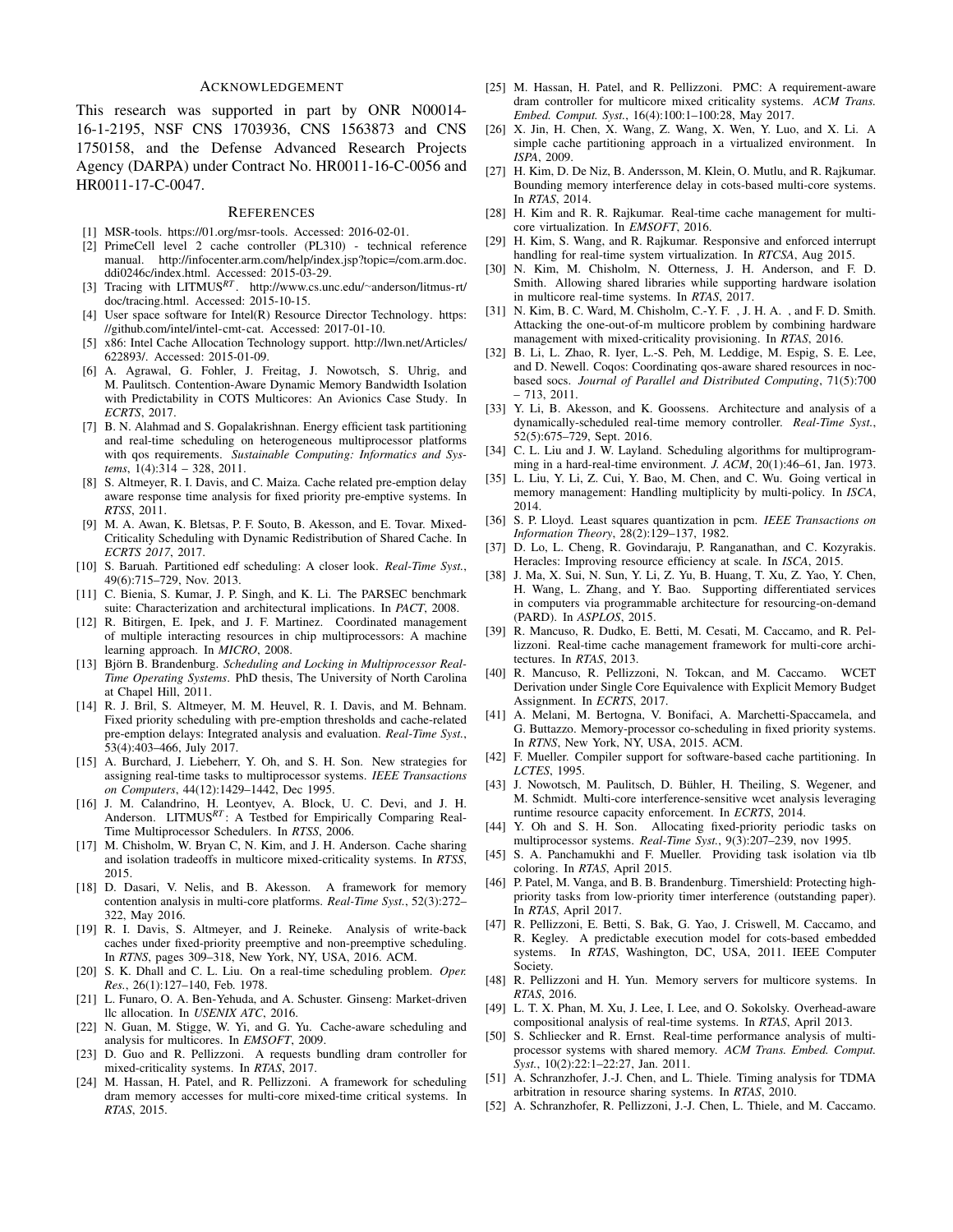## Acknowledgement

This research was supported in part by ONR N00014-16-1-2195, NSF CNS 1703936, CNS 1563873 and CNS 1750158, and the Defense Advanced Research Projects Agency (DARPA) under Contract No. HR0011-16-C-0056 and HR0011-17-C-0047.

## References

[1] MSR-tools. https://01.org/msr-tools. Accessed: 2016-02-01.

[2] PrimeCell level 2 cache controller (PL310) - technical reference manual. http://infocenter.arm.com/help/index.jsp?topic=/com.arm.doc.ddi0246c/index.html. Accessed: 2015-03-29.

[3] Tracing with LITMUS$^{RT}$. http://www.cs.unc.edu/~anderson/litmus-rt/doc/tracing.html. Accessed: 2015-10-15.

[4] User space software for Intel(R) Resource Director Technology. https://github.com/intel/intel-cmt-cat. Accessed: 2017-01-10.

[5] x86: Intel Cache Allocation Technology support. http://lwn.net/Articles/622893/. Accessed: 2015-01-09.

[6] A. Agrawal, G. Fohler, J. Freitag, J. Nowotsch, S. Uhrig, and M. Paulitsch. Contention-Aware Dynamic Memory Bandwidth Isolation with Predictability in COTS Multicores: An Avionics Case Study. In *ECRTS*, 2017.

[7] B. N. Alahmad and S. Gopalakrishnan. Energy efficient task partitioning and real-time scheduling on heterogeneous multiprocessor platforms with qos requirements. *Sustainable Computing: Informatics and Systems*, 1(4):314 – 328, 2011.

[8] S. Altmeyer, R. I. Davis, and C. Maiza. Cache related pre-emption delay aware response time analysis for fixed priority pre-emptive systems. In *RTSS*, 2011.

[9] M. A. Awan, K. Bletsas, P. F. Souto, B. Akesson, and E. Tovar. Mixed-Criticality Scheduling with Dynamic Redistribution of Shared Cache. In *ECRTS 2017*, 2017.

[10] S. Baruah. Partitioned edf scheduling: A closer look. *Real-Time Syst.*, 49(6):715–729, Nov. 2013.

[11] C. Bienia, S. Kumar, J. P. Singh, and K. Li. The PARSEC benchmark suite: Characterization and architectural implications. In *PACT*, 2008.

[12] R. Bitirgen, E. Ipek, and J. F. Martinez. Coordinated management of multiple interacting resources in chip multiprocessors: A machine learning approach. In *MICRO*, 2008.

[13] Björn B. Brandenburg. *Scheduling and Locking in Multiprocessor Real-Time Operating Systems*. PhD thesis, The University of North Carolina at Chapel Hill, 2011.

[14] R. J. Bril, S. Altmeyer, M. M. Heuvel, R. I. Davis, and M. Behnam. Fixed priority scheduling with pre-emption thresholds and cache-related pre-emption delays: Integrated analysis and evaluation. *Real-Time Syst.*, 53(4):403–466, July 2017.

[15] A. Burchard, J. Liebeherr, Y. Oh, and S. H. Son. New strategies for assigning real-time tasks to multiprocessor systems. *IEEE Transactions on Computers*, 44(12):1429–1442, Dec 1995.

[16] J. M. Calandrino, H. Leontyev, A. Block, U. C. Devi, and J. H. Anderson. LITMUS$^{RT}$: A Testbed for Empirically Comparing Real-Time Multiprocessor Schedulers. In *RTSS*, 2006.

[17] M. Chisholm, W. Bryan C, N. Kim, and J. H. Anderson. Cache sharing and isolation tradeoffs in multicore mixed-criticality systems. In *RTSS*, 2015.

[18] D. Dasari, V. Nelis, and B. Akesson. A framework for memory contention analysis in multi-core platforms. *Real-Time Syst.*, 52(3):272–322, May 2016.

[19] R. I. Davis, S. Altmeyer, and J. Reineke. Analysis of write-back caches under fixed-priority preemptive and non-preemptive scheduling. In *RTNS*, pages 309–318, New York, NY, USA, 2016. ACM.

[20] S. K. Dhall and C. L. Liu. On a real-time scheduling problem. *Oper. Res.*, 26(1):127–140, Feb. 1978.

[21] L. Funaro, O. A. Ben-Yehuda, and A. Schuster. Ginseng: Market-driven llc allocation. In *USENIX ATC*, 2016.

[22] N. Guan, M. Stigge, W. Yi, and G. Yu. Cache-aware scheduling and analysis for multicores. In *EMSOFT*, 2009.

[23] D. Guo and R. Pellizzoni. A requests bundling DRAM controller for mixed-criticality systems. In *RTAS*, 2017.

[24] M. Hassan, H. Patel, and R. Pellizzoni. A framework for scheduling dram memory accesses for multi-core mixed-time critical systems. In *RTAS*, 2015.

[25] M. Hassan, H. Patel, and R. Pellizzoni. PMC: A requirement-aware dram controller for multicore mixed criticality systems. *ACM Trans. Embed. Comput. Syst.*, 16(4):100:1–100:28, May 2017.

[26] X. Jin, H. Chen, X. Wang, Z. Wang, X. Wen, Y. Luo, and X. Li. A simple cache partitioning approach in a virtualized environment. In *ISPA*, 2009.

[27] H. Kim, D. De Niz, B. Andersson, M. Klein, O. Mutlu, and R. Rajkumar. Bounding memory interference delay in cots-based multi-core systems. In *RTAS*, 2014.

[28] H. Kim and R. R. Rajkumar. Real-time cache management for multi-core virtualization. In *EMSOFT*, 2016.

[29] H. Kim, S. Wang, and R. Rajkumar. Responsive and enforced interrupt handling for real-time system virtualization. In *RTCSA*, Aug 2015.

[30] N. Kim, M. Chisholm, N. Otterness, J. H. Anderson, and F. D. Smith. Allowing shared libraries while supporting hardware isolation in multicore real-time systems. In *RTAS*, 2017.

[31] N. Kim, B. C. Ward, M. Chisholm, C.-Y. F. , J. H. A. , and F. D. Smith. Attacking the one-out-of-m multicore problem by combining hardware management with mixed-criticality provisioning. In *RTAS*, 2016.

[32] B. Li, L. Zhao, R. Iyer, L.-S. Peh, M. Leddige, M. Espig, S. E. Lee, and D. Newell. Coqos: Coordinating qos-aware shared resources in noc-based socs. *Journal of Parallel and Distributed Computing*, 71(5):700 – 713, 2011.

[33] Y. Li, B. Akesson, and K. Goossens. Architecture and analysis of a dynamically-scheduled real-time memory controller. *Real-Time Syst.*, 52(5):675–729, Sept. 2016.

[34] C. L. Liu and J. W. Layland. Scheduling algorithms for multiprogramming in a hard-real-time environment. *J. ACM*, 20(1):46–61, Jan. 1973.

[35] L. Liu, Y. Li, Z. Cui, Y. Bao, M. Chen, and C. Wu. Going vertical in memory management: Handling multiplicity by multi-policy. In *ISCA*, 2014.

[36] S. P. Lloyd. Least squares quantization in pcm. *IEEE Transactions on Information Theory*, 28(2):129–137, 1982.

[37] D. Lo, L. Cheng, R. Govindaraju, P. Ranganathan, and C. Kozyrakis. Heracles: Improving resource efficiency at scale. In *ISCA*, 2015.

[38] J. Ma, X. Sui, N. Sun, Y. Li, Z. Yu, B. Huang, T. Xu, Z. Yao, Y. Chen, H. Wang, L. Zhang, and Y. Bao. Supporting differentiated services in computers via programmable architecture for resourcing-on-demand (PARD). In *ASPLOS*, 2015.

[39] R. Mancuso, R. Dudko, E. Betti, M. Cesati, M. Caccamo, and R. Pellizzoni. Real-time cache management framework for multi-core architectures. In *RTAS*, 2013.

[40] R. Mancuso, R. Pellizzoni, N. Tokcan, and M. Caccamo. WCET Derivation under Single Core Equivalence with Explicit Memory Budget Assignment. In *ECRTS*, 2017.

[41] A. Melani, M. Bertogna, V. Bonifaci, A. Marchetti-Spaccamela, and G. Buttazzo. Memory-processor co-scheduling in fixed priority systems. In *RTNS*, New York, NY, USA, 2015. ACM.

[42] F. Mueller. Compiler support for software-based cache partitioning. In *LCTES*, 1995.

[43] J. Nowotsch, M. Paulitsch, D. Bühler, H. Theiling, S. Wegener, and M. Schmidt. Multi-core interference-sensitive wcet analysis leveraging runtime resource capacity enforcement. In *ECRTS*, 2014.

[44] Y. Oh and S. H. Son. Allocating fixed-priority periodic tasks on multiprocessor systems. *Real-Time Syst.*, 9(3):207–239, nov 1995.

[45] S. A. Panchamukhi and F. Mueller. Providing task isolation via tlb coloring. In *RTAS*, April 2015.

[46] P. Patel, M. Vanga, and B. B. Brandenburg. Timershield: Protecting high-priority tasks from low-priority timer interference (outstanding paper). In *RTAS*, April 2017.

[47] R. Pellizzoni, E. Betti, S. Bak, G. Yao, J. Criswell, M. Caccamo, and R. Kegley. A predictable execution model for cots-based embedded systems. In *RTAS*, Washington, DC, USA, 2011. IEEE Computer Society.

[48] R. Pellizzoni and H. Yun. Memory servers for multicore systems. In *RTAS*, 2016.

[49] L. T. X. Phan, M. Xu, J. Lee, I. Lee, and O. Sokolsky. Overhead-aware compositional analysis of real-time systems. In *RTAS*, April 2013.

[50] S. Schliecker and R. Ernst. Real-time performance analysis of multiprocessor systems with shared memory. *ACM Trans. Embed. Comput. Syst.*, 10(2):22:1–22:27, Jan. 2011.

[51] A. Schranzhofer, J.-J. Chen, and L. Thiele. Timing analysis for TDMA arbitration in resource sharing systems. In *RTAS*, 2010.

[52] A. Schranzhofer, R. Pellizzoni, J.-J. Chen, L. Thiele, and M. Caccamo.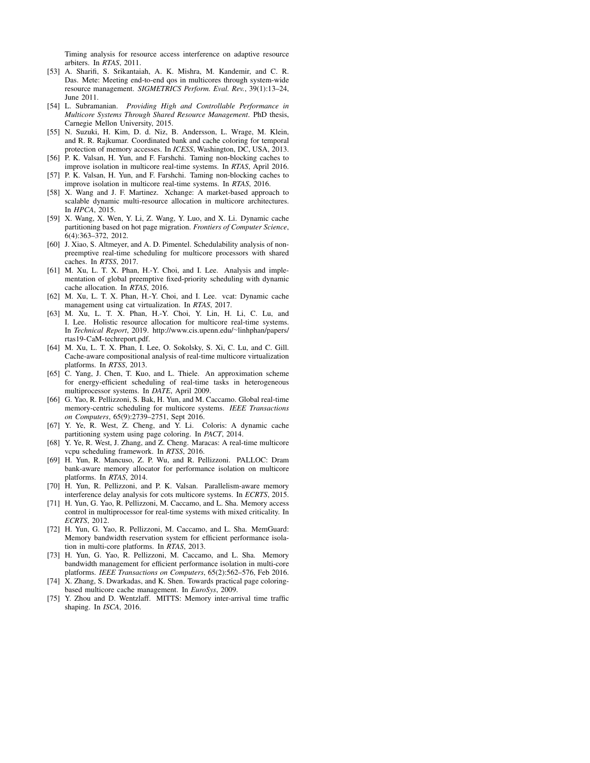Timing analysis for resource access interference on adaptive resource arbiters. In *RTAS*, 2011.

[53] A. Sharifi, S. Srikantaiah, A. K. Mishra, M. Kandemir, and C. R. Das. Mete: Meeting end-to-end qos in multicores through system-wide resource management. *SIGMETRICS Perform. Eval. Rev.*, 39(1):13–24, June 2011.

[54] L. Subramanian. *Providing High and Controllable Performance in Multicore Systems Through Shared Resource Management*. PhD thesis, Carnegie Mellon University, 2015.

[55] N. Suzuki, H. Kim, D. d. Niz, B. Andersson, L. Wrage, M. Klein, and R. R. Rajkumar. Coordinated bank and cache coloring for temporal protection of memory accesses. In *ICESS*, Washington, DC, USA, 2013.

[56] P. K. Valsan, H. Yun, and F. Farshchi. Taming non-blocking caches to improve isolation in multicore real-time systems. In *RTAS*, April 2016.

[57] P. K. Valsan, H. Yun, and F. Farshchi. Taming non-blocking caches to improve isolation in multicore real-time systems. In *RTAS*, 2016.

[58] X. Wang and J. F. Martinez. Xchange: A market-based approach to scalable dynamic multi-resource allocation in multicore architectures. In *HPCA*, 2015.

[59] X. Wang, X. Wen, Y. Li, Z. Wang, Y. Luo, and X. Li. Dynamic cache partitioning based on hot page migration. *Frontiers of Computer Science*, 6(4):363–372, 2012.

[60] J. Xiao, S. Altmeyer, and A. D. Pimentel. Schedulability analysis of non-preemptive real-time scheduling for multicore processors with shared caches. In *RTSS*, 2017.

[61] M. Xu, L. T. X. Phan, H.-Y. Choi, and I. Lee. Analysis and implementation of global preemptive fixed-priority scheduling with dynamic cache allocation. In *RTAS*, 2016.

[62] M. Xu, L. T. X. Phan, H.-Y. Choi, and I. Lee. vcat: Dynamic cache management using cat virtualization. In *RTAS*, 2017.

[63] M. Xu, L. T. X. Phan, H.-Y. Choi, Y. Lin, H. Li, C. Lu, and I. Lee. Holistic resource allocation for multicore real-time systems. In *Technical Report*, 2019. http://www.cis.upenn.edu/~linhphan/papers/rtas19-CaM-techreport.pdf.

[64] M. Xu, L. T. X. Phan, I. Lee, O. Sokolsky, S. Xi, C. Lu, and C. Gill. Cache-aware compositional analysis of real-time multicore virtualization platforms. In *RTSS*, 2013.

[65] C. Yang, J. Chen, T. Kuo, and L. Thiele. An approximation scheme for energy-efficient scheduling of real-time tasks in heterogeneous multiprocessor systems. In *DATE*, April 2009.

[66] G. Yao, R. Pellizzoni, S. Bak, H. Yun, and M. Caccamo. Global real-time memory-centric scheduling for multicore systems. *IEEE Transactions on Computers*, 65(9):2739–2751, Sept 2016.

[67] Y. Ye, R. West, Z. Cheng, and Y. Li. Coloris: A dynamic cache partitioning system using page coloring. In *PACT*, 2014.

[68] Y. Ye, R. West, J. Zhang, and Z. Cheng. Maracas: A real-time multicore vcpu scheduling framework. In *RTSS*, 2016.

[69] H. Yun, R. Mancuso, Z. P. Wu, and R. Pellizzoni. PALLOC: Dram bank-aware memory allocator for performance isolation on multicore platforms. In *RTAS*, 2014.

[70] H. Yun, R. Pellizzoni, and P. K. Valsan. Parallelism-aware memory interference delay analysis for cots multicore systems. In *ECRTS*, 2015.

[71] H. Yun, G. Yao, R. Pellizzoni, M. Caccamo, and L. Sha. Memory access control in multiprocessor for real-time systems with mixed criticality. In *ECRTS*, 2012.

[72] H. Yun, G. Yao, R. Pellizzoni, M. Caccamo, and L. Sha. MemGuard: Memory bandwidth reservation system for efficient performance isolation in multi-core platforms. In *RTAS*, 2013.

[73] H. Yun, G. Yao, R. Pellizzoni, M. Caccamo, and L. Sha. Memory bandwidth management for efficient performance isolation in multi-core platforms. *IEEE Transactions on Computers*, 65(2):562–576, Feb 2016.

[74] X. Zhang, S. Dwarkadas, and K. Shen. Towards practical page coloring-based multicore cache management. In *EuroSys*, 2009.

[75] Y. Zhou and D. Wentzlaff. MITTS: Memory inter-arrival time traffic shaping. In *ISCA*, 2016.